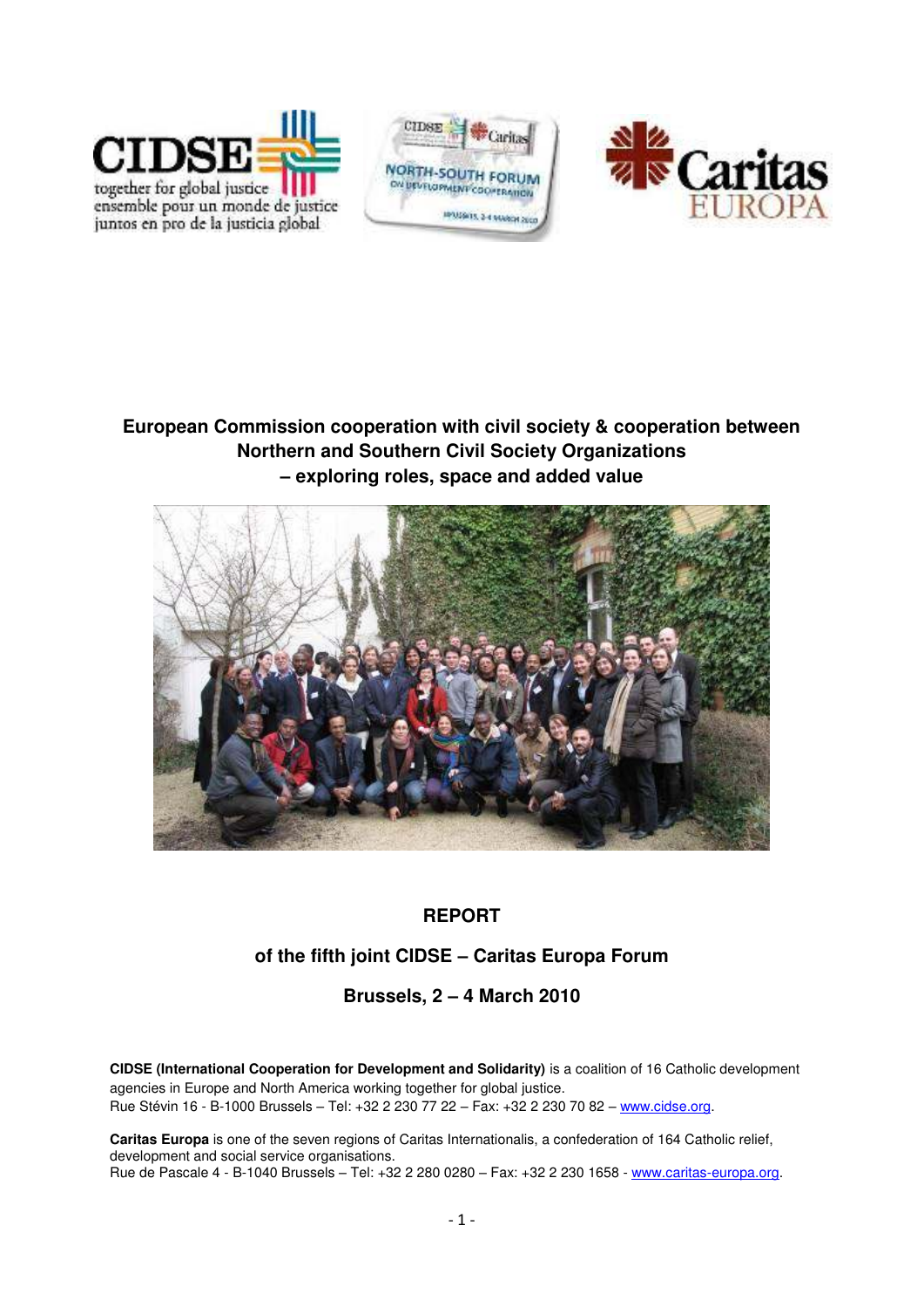# European Commission cooperation with civil society & cooperation between Northern and Southern Civil Society Organizations – exploring roles, space and added value

## REPORT

## of the fifth joint CIDSE – Caritas Europa Forum

## Brussels, 2 – 4 March 2010

**CIDSE (International Cooperation for Development and Solidarity)** is a coalition of 16 Catholic development agencies in Europe and North America working together for global justice.
Rue Stévin 16 - B-1000 Brussels – Tel: +32 2 230 77 22 – Fax: +32 2 230 70 82 – www.cidse.org.

**Caritas Europa** is one of the seven regions of Caritas Internationalis, a confederation of 164 Catholic relief, development and social service organisations.
Rue de Pascale 4 - B-1040 Brussels – Tel: +32 2 280 0280 – Fax: +32 2 230 1658 - www.caritas-europa.org.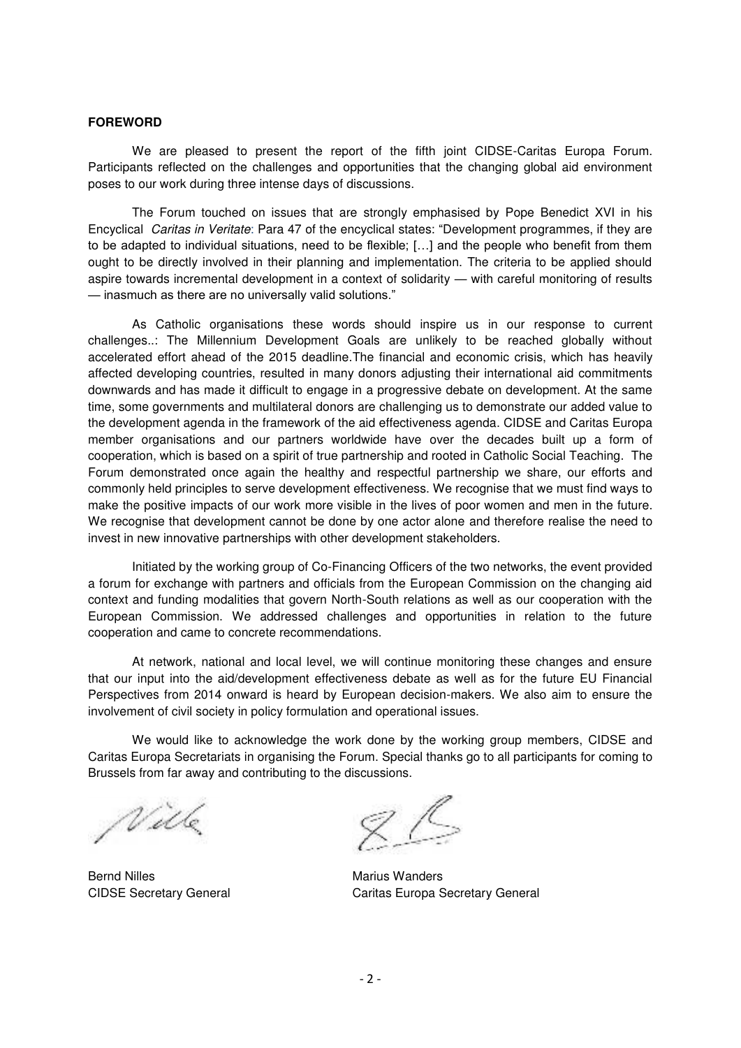**FOREWORD**

We are pleased to present the report of the fifth joint CIDSE-Caritas Europa Forum. Participants reflected on the challenges and opportunities that the changing global aid environment poses to our work during three intense days of discussions.

The Forum touched on issues that are strongly emphasised by Pope Benedict XVI in his Encyclical *Caritas in Veritate*: Para 47 of the encyclical states: "Development programmes, if they are to be adapted to individual situations, need to be flexible; […] and the people who benefit from them ought to be directly involved in their planning and implementation. The criteria to be applied should aspire towards incremental development in a context of solidarity — with careful monitoring of results — inasmuch as there are no universally valid solutions."

As Catholic organisations these words should inspire us in our response to current challenges..: The Millennium Development Goals are unlikely to be reached globally without accelerated effort ahead of the 2015 deadline.The financial and economic crisis, which has heavily affected developing countries, resulted in many donors adjusting their international aid commitments downwards and has made it difficult to engage in a progressive debate on development. At the same time, some governments and multilateral donors are challenging us to demonstrate our added value to the development agenda in the framework of the aid effectiveness agenda. CIDSE and Caritas Europa member organisations and our partners worldwide have over the decades built up a form of cooperation, which is based on a spirit of true partnership and rooted in Catholic Social Teaching. The Forum demonstrated once again the healthy and respectful partnership we share, our efforts and commonly held principles to serve development effectiveness. We recognise that we must find ways to make the positive impacts of our work more visible in the lives of poor women and men in the future. We recognise that development cannot be done by one actor alone and therefore realise the need to invest in new innovative partnerships with other development stakeholders.

Initiated by the working group of Co-Financing Officers of the two networks, the event provided a forum for exchange with partners and officials from the European Commission on the changing aid context and funding modalities that govern North-South relations as well as our cooperation with the European Commission. We addressed challenges and opportunities in relation to the future cooperation and came to concrete recommendations.

At network, national and local level, we will continue monitoring these changes and ensure that our input into the aid/development effectiveness debate as well as for the future EU Financial Perspectives from 2014 onward is heard by European decision-makers. We also aim to ensure the involvement of civil society in policy formulation and operational issues.

We would like to acknowledge the work done by the working group members, CIDSE and Caritas Europa Secretariats in organising the Forum. Special thanks go to all participants for coming to Brussels from far away and contributing to the discussions.

Bernd Nilles
CIDSE Secretary General

Marius Wanders
Caritas Europa Secretary General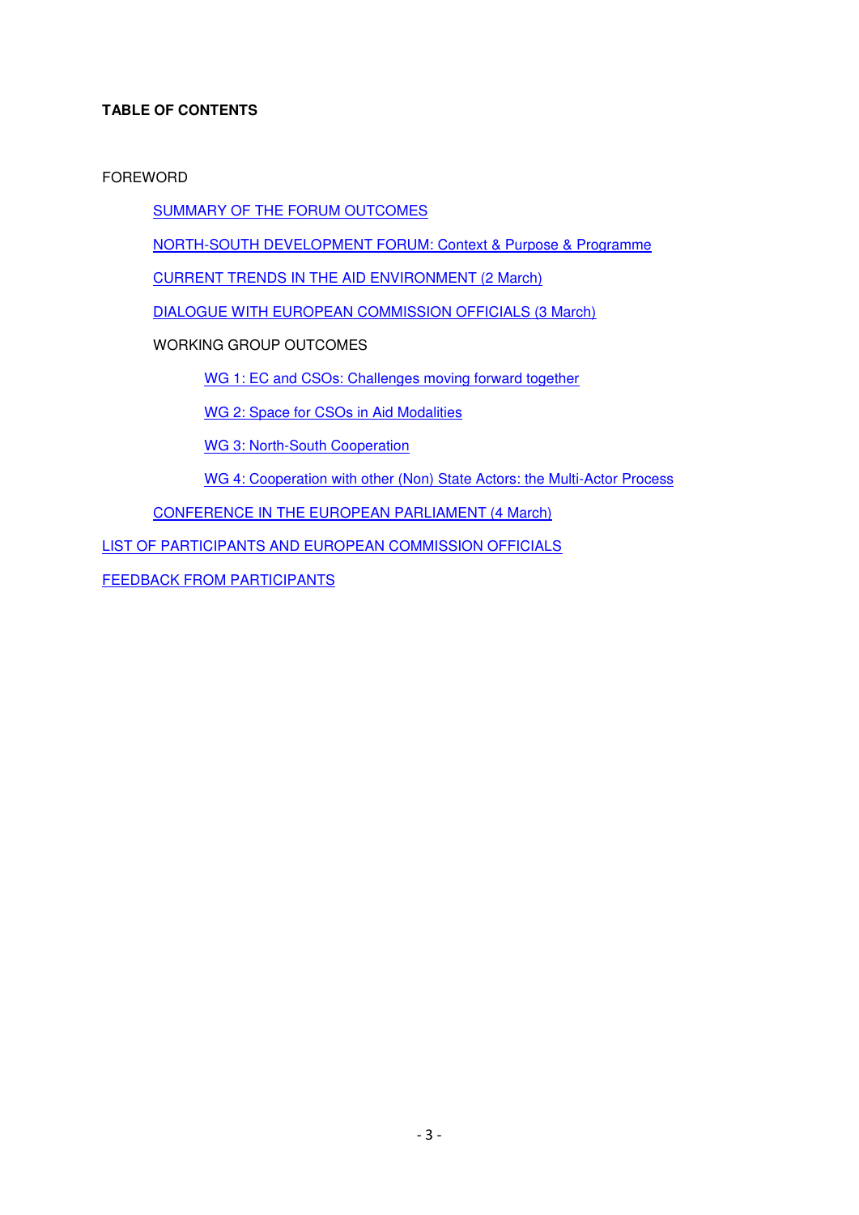**TABLE OF CONTENTS**

FOREWORD

- SUMMARY OF THE FORUM OUTCOMES
- NORTH-SOUTH DEVELOPMENT FORUM: Context & Purpose & Programme
- CURRENT TRENDS IN THE AID ENVIRONMENT (2 March)
- DIALOGUE WITH EUROPEAN COMMISSION OFFICIALS (3 March)
- WORKING GROUP OUTCOMES
  - WG 1: EC and CSOs: Challenges moving forward together
  - WG 2: Space for CSOs in Aid Modalities
  - WG 3: North-South Cooperation
  - WG 4: Cooperation with other (Non) State Actors: the Multi-Actor Process
- CONFERENCE IN THE EUROPEAN PARLIAMENT (4 March)

LIST OF PARTICIPANTS AND EUROPEAN COMMISSION OFFICIALS

FEEDBACK FROM PARTICIPANTS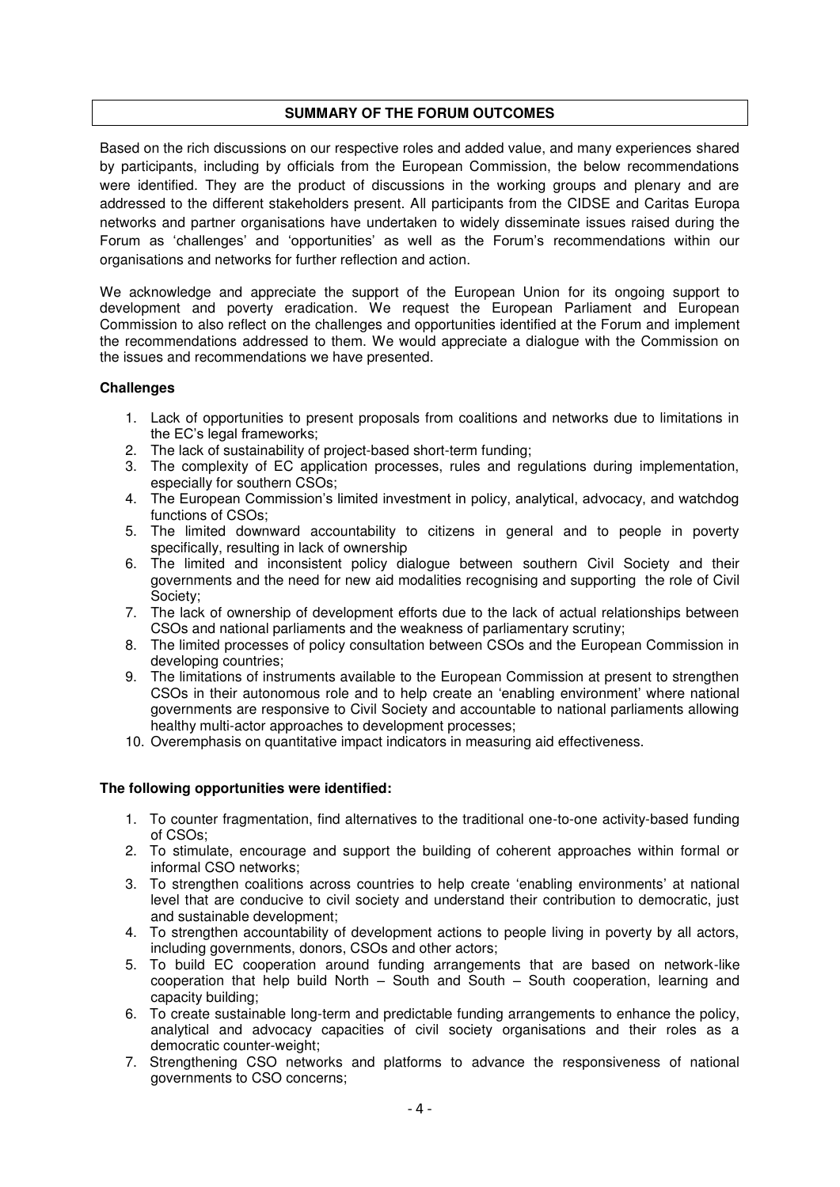## SUMMARY OF THE FORUM OUTCOMES

Based on the rich discussions on our respective roles and added value, and many experiences shared by participants, including by officials from the European Commission, the below recommendations were identified. They are the product of discussions in the working groups and plenary and are addressed to the different stakeholders present. All participants from the CIDSE and Caritas Europa networks and partner organisations have undertaken to widely disseminate issues raised during the Forum as 'challenges' and 'opportunities' as well as the Forum's recommendations within our organisations and networks for further reflection and action.

We acknowledge and appreciate the support of the European Union for its ongoing support to development and poverty eradication. We request the European Parliament and European Commission to also reflect on the challenges and opportunities identified at the Forum and implement the recommendations addressed to them. We would appreciate a dialogue with the Commission on the issues and recommendations we have presented.

**Challenges**

1. Lack of opportunities to present proposals from coalitions and networks due to limitations in the EC's legal frameworks;
2. The lack of sustainability of project-based short-term funding;
3. The complexity of EC application processes, rules and regulations during implementation, especially for southern CSOs;
4. The European Commission's limited investment in policy, analytical, advocacy, and watchdog functions of CSOs;
5. The limited downward accountability to citizens in general and to people in poverty specifically, resulting in lack of ownership
6. The limited and inconsistent policy dialogue between southern Civil Society and their governments and the need for new aid modalities recognising and supporting the role of Civil Society;
7. The lack of ownership of development efforts due to the lack of actual relationships between CSOs and national parliaments and the weakness of parliamentary scrutiny;
8. The limited processes of policy consultation between CSOs and the European Commission in developing countries;
9. The limitations of instruments available to the European Commission at present to strengthen CSOs in their autonomous role and to help create an 'enabling environment' where national governments are responsive to Civil Society and accountable to national parliaments allowing healthy multi-actor approaches to development processes;
10. Overemphasis on quantitative impact indicators in measuring aid effectiveness.

**The following opportunities were identified:**

1. To counter fragmentation, find alternatives to the traditional one-to-one activity-based funding of CSOs;
2. To stimulate, encourage and support the building of coherent approaches within formal or informal CSO networks;
3. To strengthen coalitions across countries to help create 'enabling environments' at national level that are conducive to civil society and understand their contribution to democratic, just and sustainable development;
4. To strengthen accountability of development actions to people living in poverty by all actors, including governments, donors, CSOs and other actors;
5. To build EC cooperation around funding arrangements that are based on network-like cooperation that help build North – South and South – South cooperation, learning and capacity building;
6. To create sustainable long-term and predictable funding arrangements to enhance the policy, analytical and advocacy capacities of civil society organisations and their roles as a democratic counter-weight;
7. Strengthening CSO networks and platforms to advance the responsiveness of national governments to CSO concerns;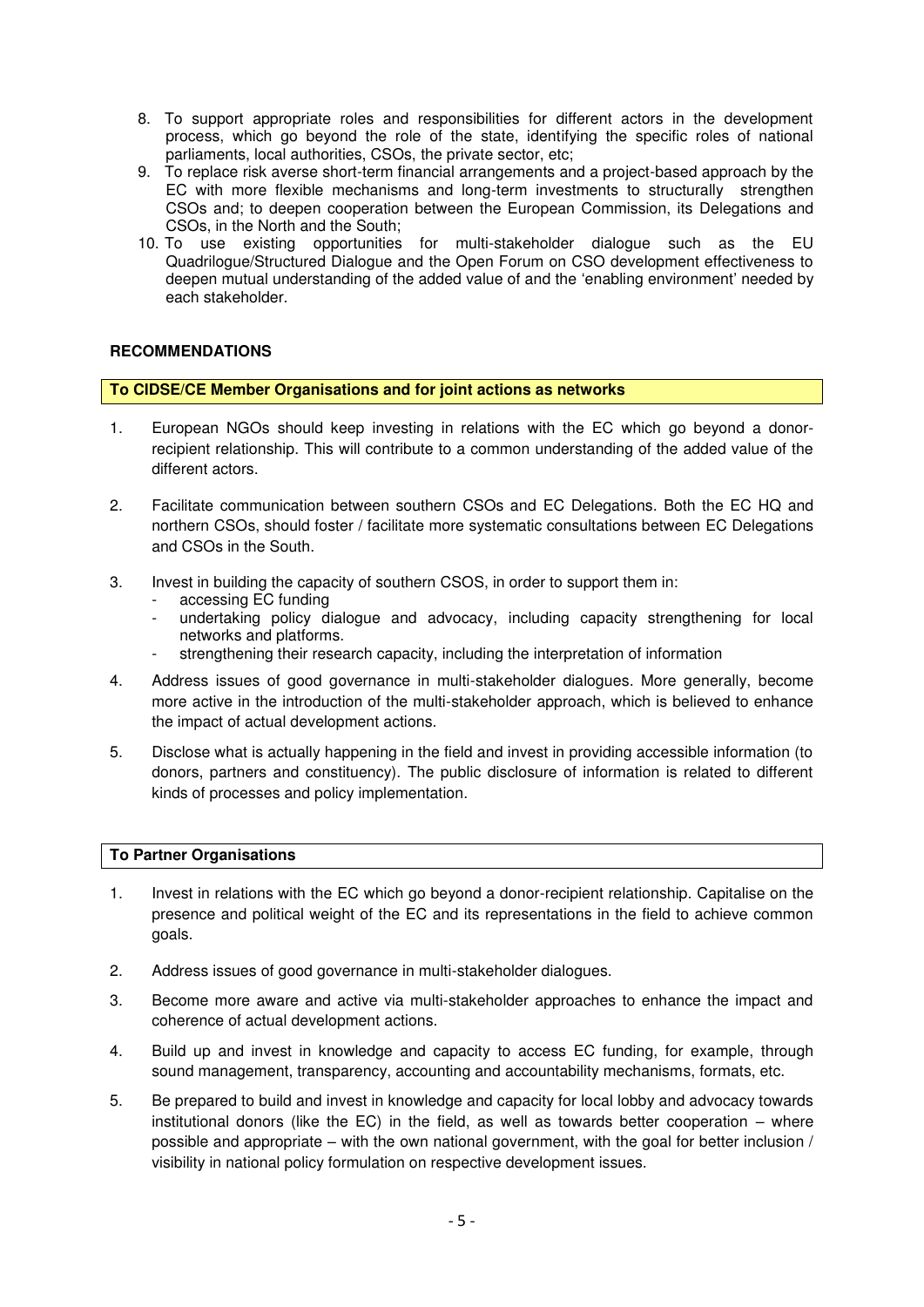8. To support appropriate roles and responsibilities for different actors in the development process, which go beyond the role of the state, identifying the specific roles of national parliaments, local authorities, CSOs, the private sector, etc;
9. To replace risk averse short-term financial arrangements and a project-based approach by the EC with more flexible mechanisms and long-term investments to structurally strengthen CSOs and; to deepen cooperation between the European Commission, its Delegations and CSOs, in the North and the South;
10. To use existing opportunities for multi-stakeholder dialogue such as the EU Quadrilogue/Structured Dialogue and the Open Forum on CSO development effectiveness to deepen mutual understanding of the added value of and the 'enabling environment' needed by each stakeholder.

## RECOMMENDATIONS

### To CIDSE/CE Member Organisations and for joint actions as networks

1. European NGOs should keep investing in relations with the EC which go beyond a donor-recipient relationship. This will contribute to a common understanding of the added value of the different actors.

2. Facilitate communication between southern CSOs and EC Delegations. Both the EC HQ and northern CSOs, should foster / facilitate more systematic consultations between EC Delegations and CSOs in the South.

3. Invest in building the capacity of southern CSOS, in order to support them in:
   - accessing EC funding
   - undertaking policy dialogue and advocacy, including capacity strengthening for local networks and platforms.
   - strengthening their research capacity, including the interpretation of information

4. Address issues of good governance in multi-stakeholder dialogues. More generally, become more active in the introduction of the multi-stakeholder approach, which is believed to enhance the impact of actual development actions.

5. Disclose what is actually happening in the field and invest in providing accessible information (to donors, partners and constituency). The public disclosure of information is related to different kinds of processes and policy implementation.

### To Partner Organisations

1. Invest in relations with the EC which go beyond a donor-recipient relationship. Capitalise on the presence and political weight of the EC and its representations in the field to achieve common goals.

2. Address issues of good governance in multi-stakeholder dialogues.

3. Become more aware and active via multi-stakeholder approaches to enhance the impact and coherence of actual development actions.

4. Build up and invest in knowledge and capacity to access EC funding, for example, through sound management, transparency, accounting and accountability mechanisms, formats, etc.

5. Be prepared to build and invest in knowledge and capacity for local lobby and advocacy towards institutional donors (like the EC) in the field, as well as towards better cooperation – where possible and appropriate – with the own national government, with the goal for better inclusion / visibility in national policy formulation on respective development issues.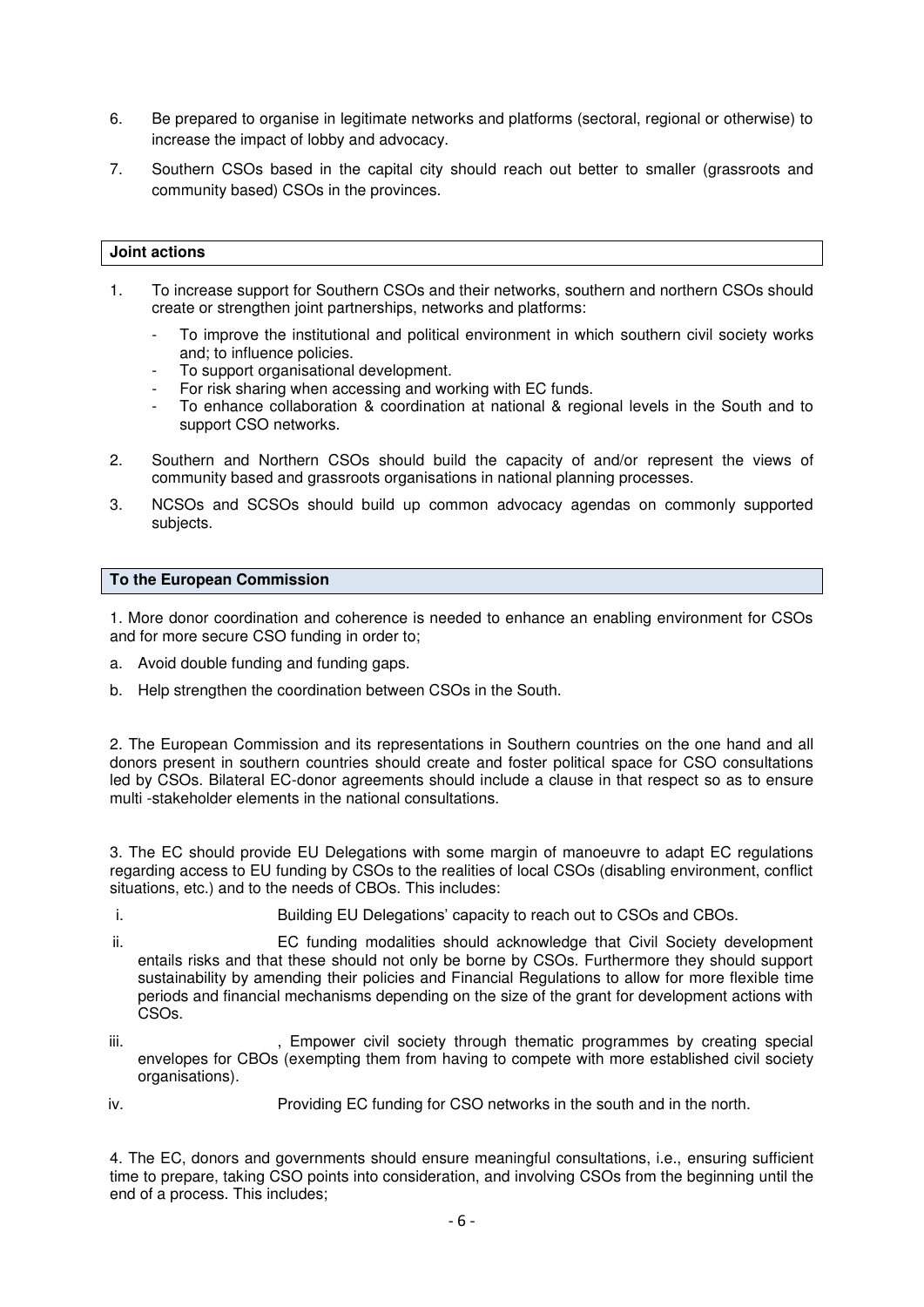6. Be prepared to organise in legitimate networks and platforms (sectoral, regional or otherwise) to increase the impact of lobby and advocacy.

7. Southern CSOs based in the capital city should reach out better to smaller (grassroots and community based) CSOs in the provinces.

**Joint actions**

1. To increase support for Southern CSOs and their networks, southern and northern CSOs should create or strengthen joint partnerships, networks and platforms:
   - To improve the institutional and political environment in which southern civil society works and; to influence policies.
   - To support organisational development.
   - For risk sharing when accessing and working with EC funds.
   - To enhance collaboration & coordination at national & regional levels in the South and to support CSO networks.

2. Southern and Northern CSOs should build the capacity of and/or represent the views of community based and grassroots organisations in national planning processes.

3. NCSOs and SCSOs should build up common advocacy agendas on commonly supported subjects.

**To the European Commission**

1. More donor coordination and coherence is needed to enhance an enabling environment for CSOs and for more secure CSO funding in order to;

a. Avoid double funding and funding gaps.

b. Help strengthen the coordination between CSOs in the South.

2. The European Commission and its representations in Southern countries on the one hand and all donors present in southern countries should create and foster political space for CSO consultations led by CSOs. Bilateral EC-donor agreements should include a clause in that respect so as to ensure multi -stakeholder elements in the national consultations.

3. The EC should provide EU Delegations with some margin of manoeuvre to adapt EC regulations regarding access to EU funding by CSOs to the realities of local CSOs (disabling environment, conflict situations, etc.) and to the needs of CBOs. This includes:

i. Building EU Delegations' capacity to reach out to CSOs and CBOs.

ii. EC funding modalities should acknowledge that Civil Society development entails risks and that these should not only be borne by CSOs. Furthermore they should support sustainability by amending their policies and Financial Regulations to allow for more flexible time periods and financial mechanisms depending on the size of the grant for development actions with CSOs.

iii. , Empower civil society through thematic programmes by creating special envelopes for CBOs (exempting them from having to compete with more established civil society organisations).

iv. Providing EC funding for CSO networks in the south and in the north.

4. The EC, donors and governments should ensure meaningful consultations, i.e., ensuring sufficient time to prepare, taking CSO points into consideration, and involving CSOs from the beginning until the end of a process. This includes;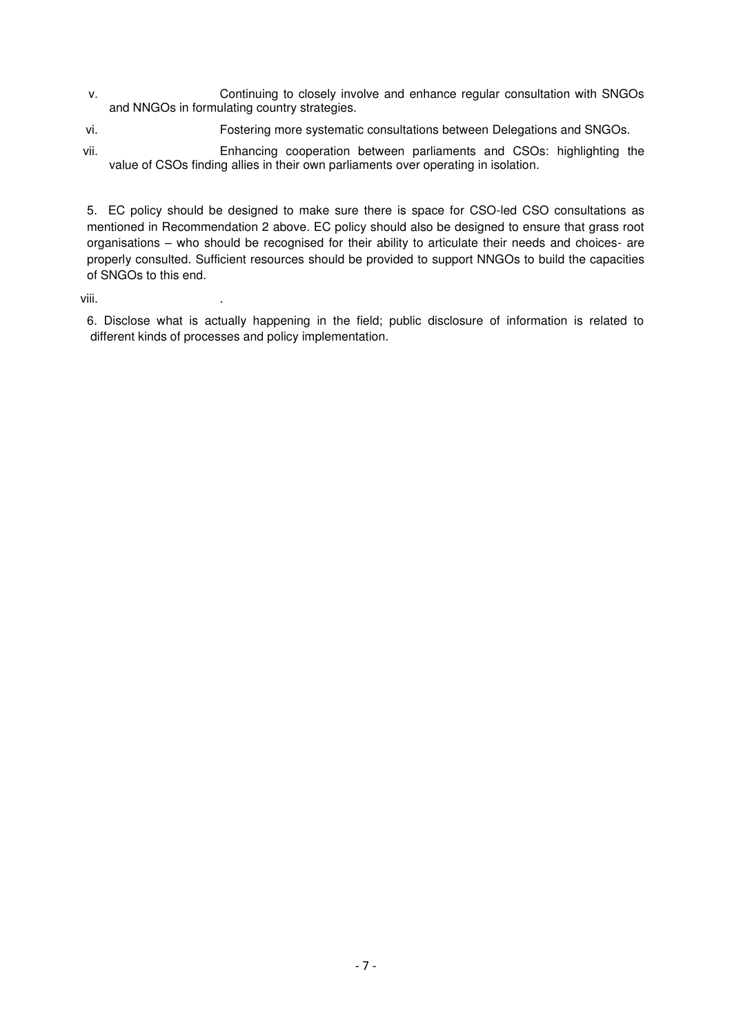v. Continuing to closely involve and enhance regular consultation with SNGOs and NNGOs in formulating country strategies.

vi. Fostering more systematic consultations between Delegations and SNGOs.

vii. Enhancing cooperation between parliaments and CSOs: highlighting the value of CSOs finding allies in their own parliaments over operating in isolation.

5. EC policy should be designed to make sure there is space for CSO-led CSO consultations as mentioned in Recommendation 2 above. EC policy should also be designed to ensure that grass root organisations – who should be recognised for their ability to articulate their needs and choices- are properly consulted. Sufficient resources should be provided to support NNGOs to build the capacities of SNGOs to this end.

viii. .

6. Disclose what is actually happening in the field; public disclosure of information is related to different kinds of processes and policy implementation.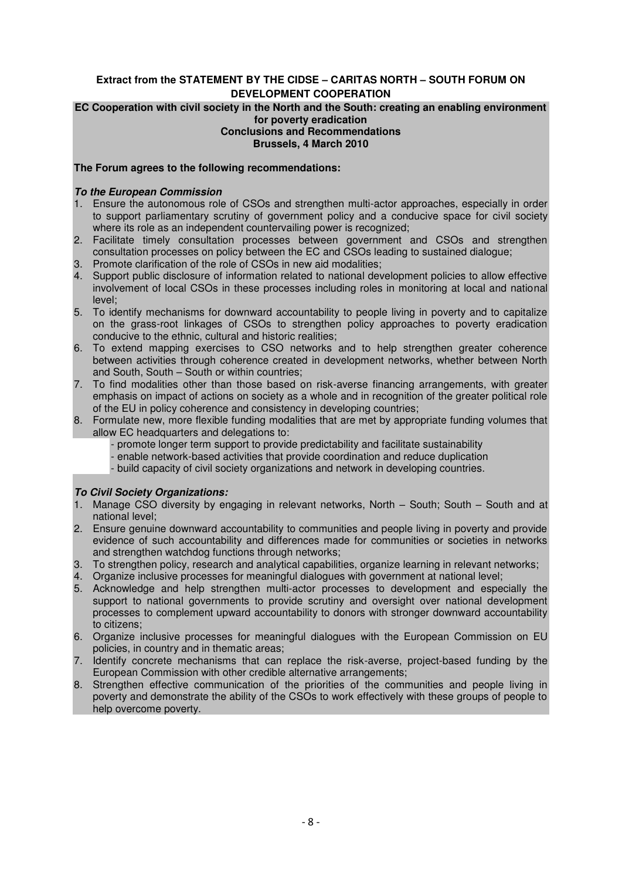**Extract from the STATEMENT BY THE CIDSE – CARITAS NORTH – SOUTH FORUM ON DEVELOPMENT COOPERATION**

**EC Cooperation with civil society in the North and the South: creating an enabling environment for poverty eradication**
**Conclusions and Recommendations**
**Brussels, 4 March 2010**

**The Forum agrees to the following recommendations:**

***To the European Commission***

1. Ensure the autonomous role of CSOs and strengthen multi-actor approaches, especially in order to support parliamentary scrutiny of government policy and a conducive space for civil society where its role as an independent countervailing power is recognized;
2. Facilitate timely consultation processes between government and CSOs and strengthen consultation processes on policy between the EC and CSOs leading to sustained dialogue;
3. Promote clarification of the role of CSOs in new aid modalities;
4. Support public disclosure of information related to national development policies to allow effective involvement of local CSOs in these processes including roles in monitoring at local and national level;
5. To identify mechanisms for downward accountability to people living in poverty and to capitalize on the grass-root linkages of CSOs to strengthen policy approaches to poverty eradication conducive to the ethnic, cultural and historic realities;
6. To extend mapping exercises to CSO networks and to help strengthen greater coherence between activities through coherence created in development networks, whether between North and South, South – South or within countries;
7. To find modalities other than those based on risk-averse financing arrangements, with greater emphasis on impact of actions on society as a whole and in recognition of the greater political role of the EU in policy coherence and consistency in developing countries;
8. Formulate new, more flexible funding modalities that are met by appropriate funding volumes that allow EC headquarters and delegations to:
   - promote longer term support to provide predictability and facilitate sustainability
   - enable network-based activities that provide coordination and reduce duplication
   - build capacity of civil society organizations and network in developing countries.

***To Civil Society Organizations:***

1. Manage CSO diversity by engaging in relevant networks, North – South; South – South and at national level;
2. Ensure genuine downward accountability to communities and people living in poverty and provide evidence of such accountability and differences made for communities or societies in networks and strengthen watchdog functions through networks;
3. To strengthen policy, research and analytical capabilities, organize learning in relevant networks;
4. Organize inclusive processes for meaningful dialogues with government at national level;
5. Acknowledge and help strengthen multi-actor processes to development and especially the support to national governments to provide scrutiny and oversight over national development processes to complement upward accountability to donors with stronger downward accountability to citizens;
6. Organize inclusive processes for meaningful dialogues with the European Commission on EU policies, in country and in thematic areas;
7. Identify concrete mechanisms that can replace the risk-averse, project-based funding by the European Commission with other credible alternative arrangements;
8. Strengthen effective communication of the priorities of the communities and people living in poverty and demonstrate the ability of the CSOs to work effectively with these groups of people to help overcome poverty.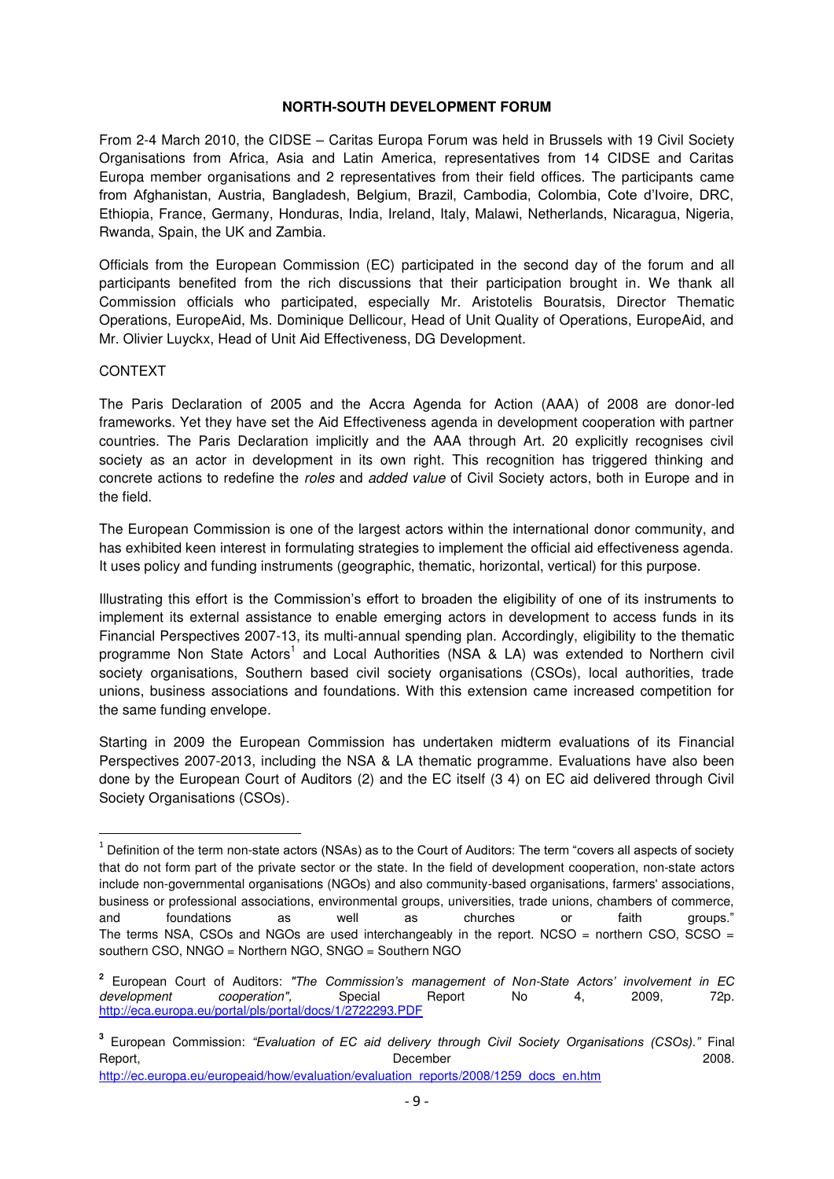## NORTH-SOUTH DEVELOPMENT FORUM

From 2-4 March 2010, the CIDSE – Caritas Europa Forum was held in Brussels with 19 Civil Society Organisations from Africa, Asia and Latin America, representatives from 14 CIDSE and Caritas Europa member organisations and 2 representatives from their field offices. The participants came from Afghanistan, Austria, Bangladesh, Belgium, Brazil, Cambodia, Colombia, Cote d'Ivoire, DRC, Ethiopia, France, Germany, Honduras, India, Ireland, Italy, Malawi, Netherlands, Nicaragua, Nigeria, Rwanda, Spain, the UK and Zambia.

Officials from the European Commission (EC) participated in the second day of the forum and all participants benefited from the rich discussions that their participation brought in. We thank all Commission officials who participated, especially Mr. Aristotelis Bouratsis, Director Thematic Operations, EuropeAid, Ms. Dominique Dellicour, Head of Unit Quality of Operations, EuropeAid, and Mr. Olivier Luyckx, Head of Unit Aid Effectiveness, DG Development.

### CONTEXT

The Paris Declaration of 2005 and the Accra Agenda for Action (AAA) of 2008 are donor-led frameworks. Yet they have set the Aid Effectiveness agenda in development cooperation with partner countries. The Paris Declaration implicitly and the AAA through Art. 20 explicitly recognises civil society as an actor in development in its own right. This recognition has triggered thinking and concrete actions to redefine the *roles* and *added value* of Civil Society actors, both in Europe and in the field.

The European Commission is one of the largest actors within the international donor community, and has exhibited keen interest in formulating strategies to implement the official aid effectiveness agenda. It uses policy and funding instruments (geographic, thematic, horizontal, vertical) for this purpose.

Illustrating this effort is the Commission's effort to broaden the eligibility of one of its instruments to implement its external assistance to enable emerging actors in development to access funds in its Financial Perspectives 2007-13, its multi-annual spending plan. Accordingly, eligibility to the thematic programme Non State Actors[1] and Local Authorities (NSA & LA) was extended to Northern civil society organisations, Southern based civil society organisations (CSOs), local authorities, trade unions, business associations and foundations. With this extension came increased competition for the same funding envelope.

Starting in 2009 the European Commission has undertaken midterm evaluations of its Financial Perspectives 2007-2013, including the NSA & LA thematic programme. Evaluations have also been done by the European Court of Auditors (2) and the EC itself (3 4) on EC aid delivered through Civil Society Organisations (CSOs).

---

[1] Definition of the term non-state actors (NSAs) as to the Court of Auditors: The term "covers all aspects of society that do not form part of the private sector or the state. In the field of development cooperation, non-state actors include non-governmental organisations (NGOs) and also community-based organisations, farmers' associations, business or professional associations, environmental groups, universities, trade unions, chambers of commerce, and foundations as well as churches or faith groups." The terms NSA, CSOs and NGOs are used interchangeably in the report. NCSO = northern CSO, SCSO = southern CSO, NNGO = Northern NGO, SNGO = Southern NGO

[2] European Court of Auditors: *"The Commission's management of Non-State Actors' involvement in EC development cooperation",* Special Report No 4, 2009, 72p. http://eca.europa.eu/portal/pls/portal/docs/1/2722293.PDF

[3] European Commission: *"Evaluation of EC aid delivery through Civil Society Organisations (CSOs)."* Final Report, December 2008. http://ec.europa.eu/europeaid/how/evaluation/evaluation_reports/2008/1259_docs_en.htm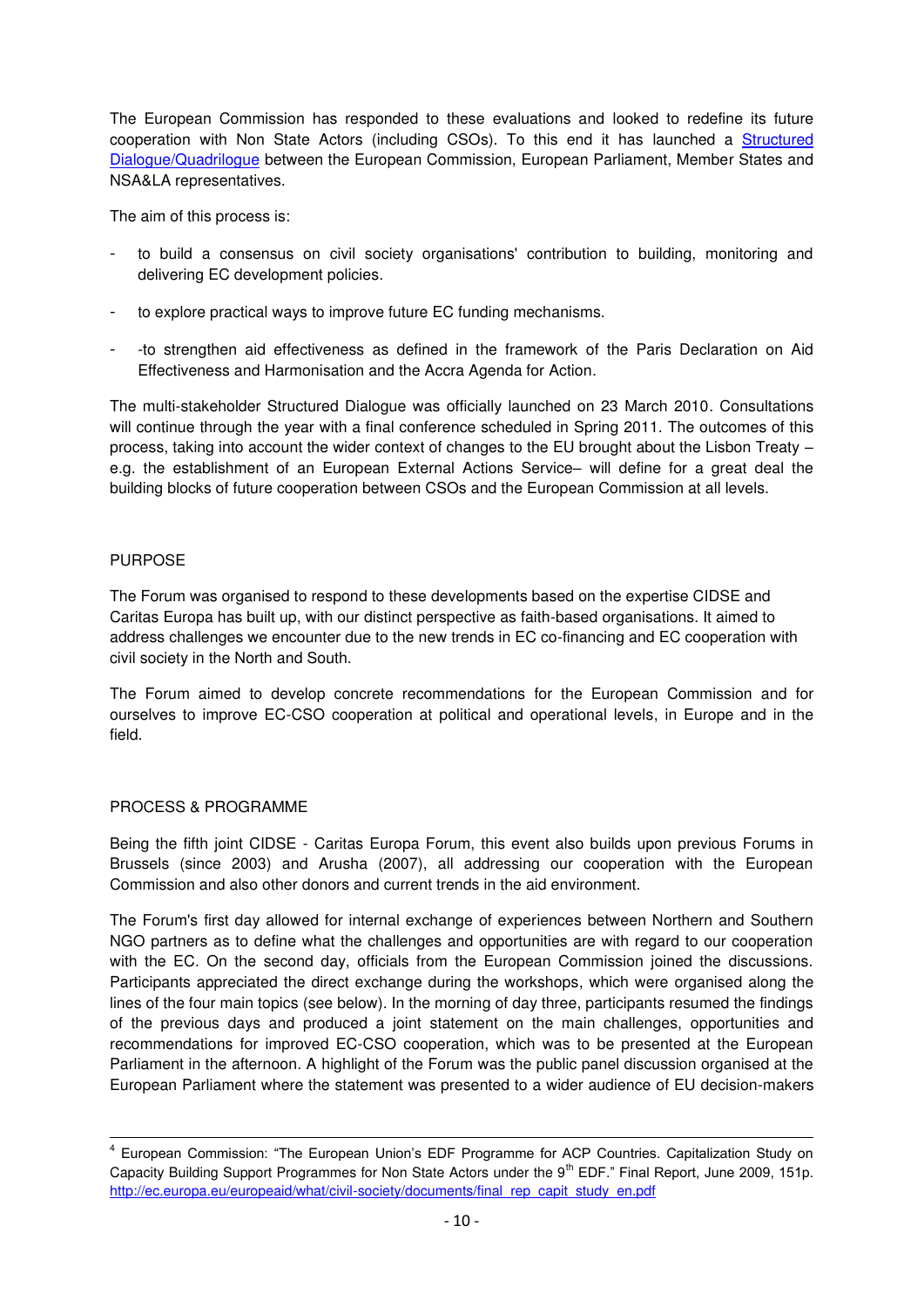The European Commission has responded to these evaluations and looked to redefine its future cooperation with Non State Actors (including CSOs). To this end it has launched a Structured Dialogue/Quadrilogue between the European Commission, European Parliament, Member States and NSA&LA representatives.

The aim of this process is:

- to build a consensus on civil society organisations' contribution to building, monitoring and delivering EC development policies.
- to explore practical ways to improve future EC funding mechanisms.
- -to strengthen aid effectiveness as defined in the framework of the Paris Declaration on Aid Effectiveness and Harmonisation and the Accra Agenda for Action.

The multi-stakeholder Structured Dialogue was officially launched on 23 March 2010. Consultations will continue through the year with a final conference scheduled in Spring 2011. The outcomes of this process, taking into account the wider context of changes to the EU brought about the Lisbon Treaty – e.g. the establishment of an European External Actions Service– will define for a great deal the building blocks of future cooperation between CSOs and the European Commission at all levels.

## PURPOSE

The Forum was organised to respond to these developments based on the expertise CIDSE and Caritas Europa has built up, with our distinct perspective as faith-based organisations. It aimed to address challenges we encounter due to the new trends in EC co-financing and EC cooperation with civil society in the North and South.

The Forum aimed to develop concrete recommendations for the European Commission and for ourselves to improve EC-CSO cooperation at political and operational levels, in Europe and in the field.

## PROCESS & PROGRAMME

Being the fifth joint CIDSE - Caritas Europa Forum, this event also builds upon previous Forums in Brussels (since 2003) and Arusha (2007), all addressing our cooperation with the European Commission and also other donors and current trends in the aid environment.

The Forum's first day allowed for internal exchange of experiences between Northern and Southern NGO partners as to define what the challenges and opportunities are with regard to our cooperation with the EC. On the second day, officials from the European Commission joined the discussions. Participants appreciated the direct exchange during the workshops, which were organised along the lines of the four main topics (see below). In the morning of day three, participants resumed the findings of the previous days and produced a joint statement on the main challenges, opportunities and recommendations for improved EC-CSO cooperation, which was to be presented at the European Parliament in the afternoon. A highlight of the Forum was the public panel discussion organised at the European Parliament where the statement was presented to a wider audience of EU decision-makers

---

[4] European Commission: "The European Union's EDF Programme for ACP Countries. Capitalization Study on Capacity Building Support Programmes for Non State Actors under the 9th EDF." Final Report, June 2009, 151p. http://ec.europa.eu/europeaid/what/civil-society/documents/final_rep_capit_study_en.pdf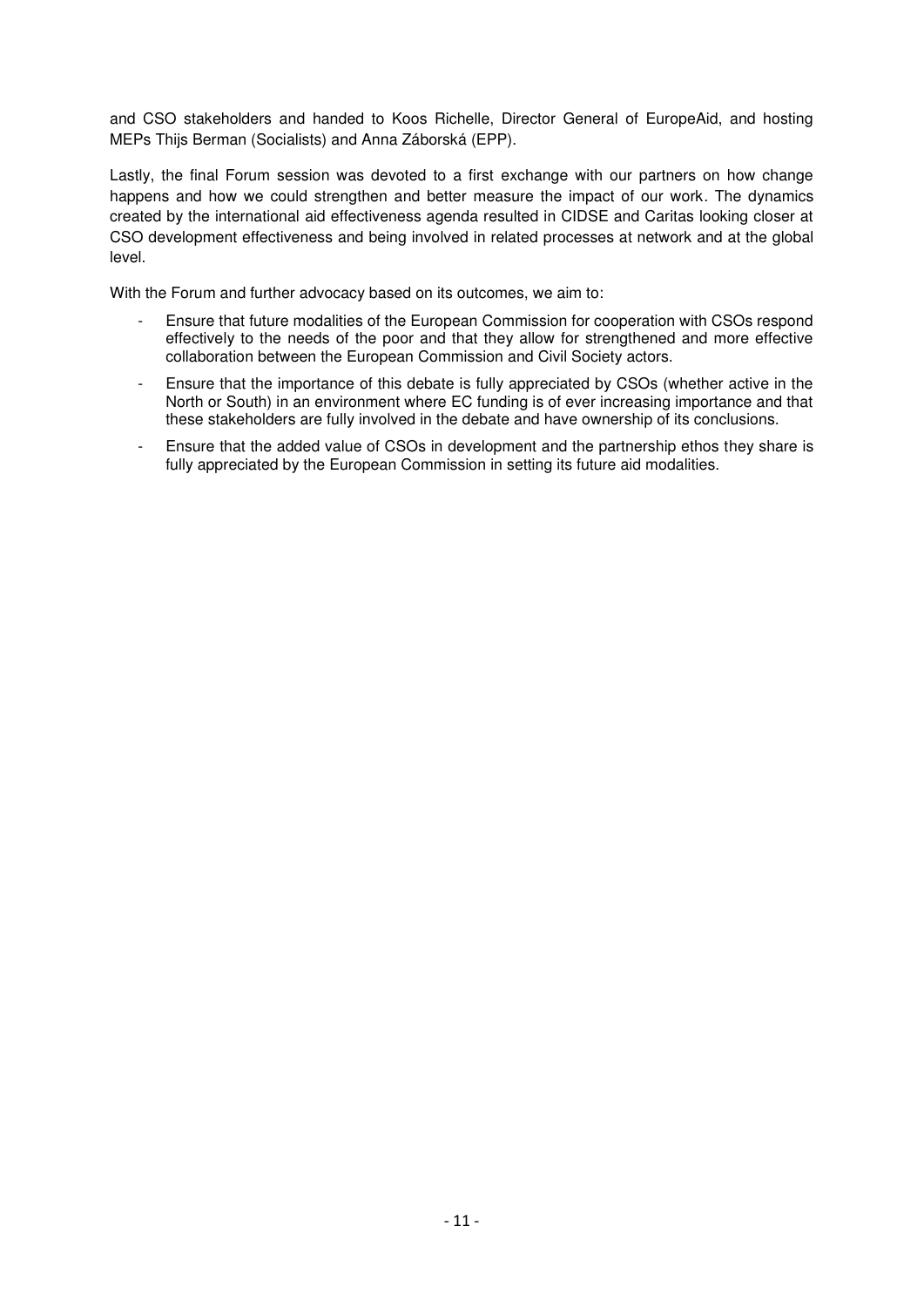and CSO stakeholders and handed to Koos Richelle, Director General of EuropeAid, and hosting MEPs Thijs Berman (Socialists) and Anna Záborská (EPP).

Lastly, the final Forum session was devoted to a first exchange with our partners on how change happens and how we could strengthen and better measure the impact of our work. The dynamics created by the international aid effectiveness agenda resulted in CIDSE and Caritas looking closer at CSO development effectiveness and being involved in related processes at network and at the global level.

With the Forum and further advocacy based on its outcomes, we aim to:

- Ensure that future modalities of the European Commission for cooperation with CSOs respond effectively to the needs of the poor and that they allow for strengthened and more effective collaboration between the European Commission and Civil Society actors.
- Ensure that the importance of this debate is fully appreciated by CSOs (whether active in the North or South) in an environment where EC funding is of ever increasing importance and that these stakeholders are fully involved in the debate and have ownership of its conclusions.
- Ensure that the added value of CSOs in development and the partnership ethos they share is fully appreciated by the European Commission in setting its future aid modalities.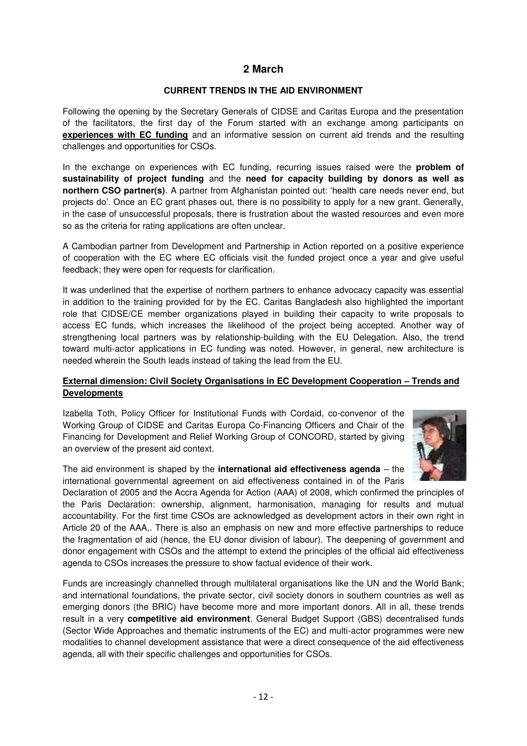## 2 March

### CURRENT TRENDS IN THE AID ENVIRONMENT

Following the opening by the Secretary Generals of CIDSE and Caritas Europa and the presentation of the facilitators, the first day of the Forum started with an exchange among participants on **experiences with EC funding** and an informative session on current aid trends and the resulting challenges and opportunities for CSOs.

In the exchange on experiences with EC funding, recurring issues raised were the **problem of sustainability of project funding** and the **need for capacity building by donors as well as northern CSO partner(s)**. A partner from Afghanistan pointed out: 'health care needs never end, but projects do'. Once an EC grant phases out, there is no possibility to apply for a new grant. Generally, in the case of unsuccessful proposals, there is frustration about the wasted resources and even more so as the criteria for rating applications are often unclear.

A Cambodian partner from Development and Partnership in Action reported on a positive experience of cooperation with the EC where EC officials visit the funded project once a year and give useful feedback; they were open for requests for clarification.

It was underlined that the expertise of northern partners to enhance advocacy capacity was essential in addition to the training provided for by the EC. Caritas Bangladesh also highlighted the important role that CIDSE/CE member organizations played in building their capacity to write proposals to access EC funds, which increases the likelihood of the project being accepted. Another way of strengthening local partners was by relationship-building with the EU Delegation. Also, the trend toward multi-actor applications in EC funding was noted. However, in general, new architecture is needed wherein the South leads instead of taking the lead from the EU.

### External dimension: Civil Society Organisations in EC Development Cooperation – Trends and Developments

Izabella Toth, Policy Officer for Institutional Funds with Cordaid, co-convenor of the Working Group of CIDSE and Caritas Europa Co-Financing Officers and Chair of the Financing for Development and Relief Working Group of CONCORD, started by giving an overview of the present aid context.

The aid environment is shaped by the **international aid effectiveness agenda** – the international governmental agreement on aid effectiveness contained in of the Paris Declaration of 2005 and the Accra Agenda for Action (AAA) of 2008, which confirmed the principles of the Paris Declaration: ownership, alignment, harmonisation, managing for results and mutual accountability. For the first time CSOs are acknowledged as development actors in their own right in Article 20 of the AAA,. There is also an emphasis on new and more effective partnerships to reduce the fragmentation of aid (hence, the EU donor division of labour). The deepening of government and donor engagement with CSOs and the attempt to extend the principles of the official aid effectiveness agenda to CSOs increases the pressure to show factual evidence of their work.

Funds are increasingly channelled through multilateral organisations like the UN and the World Bank; and international foundations, the private sector, civil society donors in southern countries as well as emerging donors (the BRIC) have become more and more important donors. All in all, these trends result in a very **competitive aid environment**. General Budget Support (GBS) decentralised funds (Sector Wide Approaches and thematic instruments of the EC) and multi-actor programmes were new modalities to channel development assistance that were a direct consequence of the aid effectiveness agenda, all with their specific challenges and opportunities for CSOs.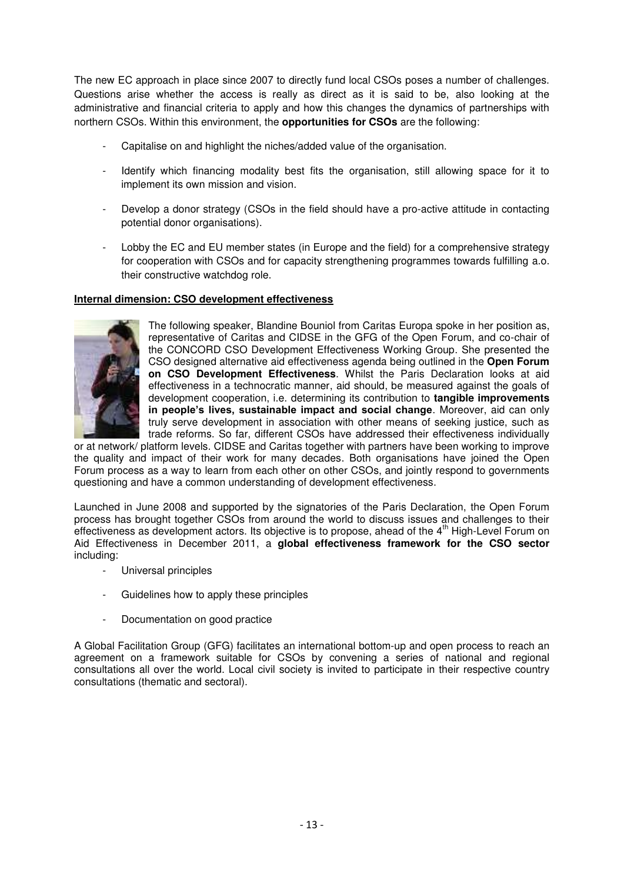The new EC approach in place since 2007 to directly fund local CSOs poses a number of challenges. Questions arise whether the access is really as direct as it is said to be, also looking at the administrative and financial criteria to apply and how this changes the dynamics of partnerships with northern CSOs. Within this environment, the **opportunities for CSOs** are the following:

- Capitalise on and highlight the niches/added value of the organisation.
- Identify which financing modality best fits the organisation, still allowing space for it to implement its own mission and vision.
- Develop a donor strategy (CSOs in the field should have a pro-active attitude in contacting potential donor organisations).
- Lobby the EC and EU member states (in Europe and the field) for a comprehensive strategy for cooperation with CSOs and for capacity strengthening programmes towards fulfilling a.o. their constructive watchdog role.

**Internal dimension: CSO development effectiveness**

The following speaker, Blandine Bouniol from Caritas Europa spoke in her position as, representative of Caritas and CIDSE in the GFG of the Open Forum, and co-chair of the CONCORD CSO Development Effectiveness Working Group. She presented the CSO designed alternative aid effectiveness agenda being outlined in the **Open Forum on CSO Development Effectiveness**. Whilst the Paris Declaration looks at aid effectiveness in a technocratic manner, aid should, be measured against the goals of development cooperation, i.e. determining its contribution to **tangible improvements in people's lives, sustainable impact and social change**. Moreover, aid can only truly serve development in association with other means of seeking justice, such as trade reforms. So far, different CSOs have addressed their effectiveness individually or at network/ platform levels. CIDSE and Caritas together with partners have been working to improve the quality and impact of their work for many decades. Both organisations have joined the Open Forum process as a way to learn from each other on other CSOs, and jointly respond to governments questioning and have a common understanding of development effectiveness.

Launched in June 2008 and supported by the signatories of the Paris Declaration, the Open Forum process has brought together CSOs from around the world to discuss issues and challenges to their effectiveness as development actors. Its objective is to propose, ahead of the 4th High-Level Forum on Aid Effectiveness in December 2011, a **global effectiveness framework for the CSO sector** including:

- Universal principles
- Guidelines how to apply these principles
- Documentation on good practice

A Global Facilitation Group (GFG) facilitates an international bottom-up and open process to reach an agreement on a framework suitable for CSOs by convening a series of national and regional consultations all over the world. Local civil society is invited to participate in their respective country consultations (thematic and sectoral).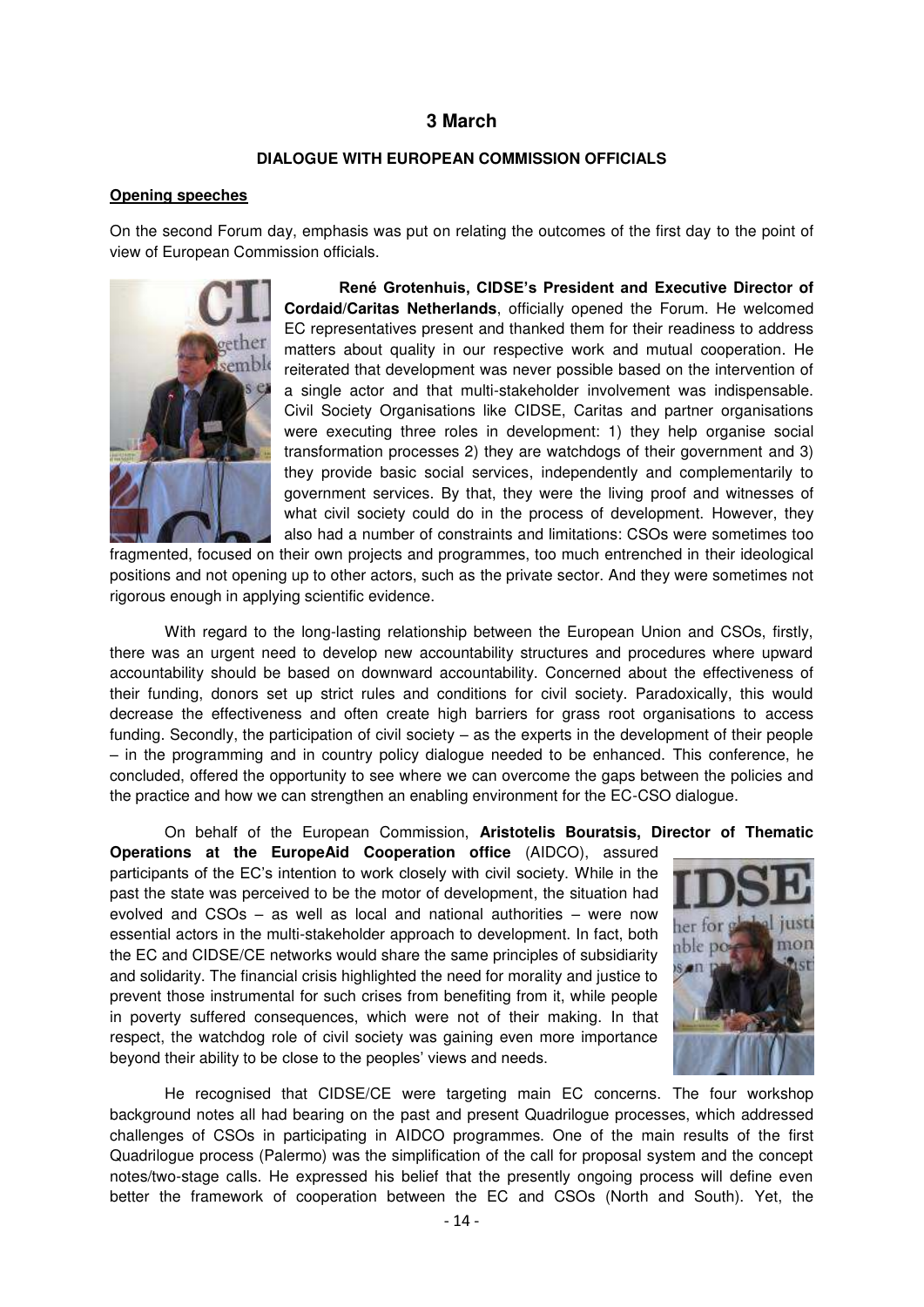## 3 March

### DIALOGUE WITH EUROPEAN COMMISSION OFFICIALS

**Opening speeches**

On the second Forum day, emphasis was put on relating the outcomes of the first day to the point of view of European Commission officials.

**René Grotenhuis, CIDSE's President and Executive Director of Cordaid/Caritas Netherlands**, officially opened the Forum. He welcomed EC representatives present and thanked them for their readiness to address matters about quality in our respective work and mutual cooperation. He reiterated that development was never possible based on the intervention of a single actor and that multi-stakeholder involvement was indispensable. Civil Society Organisations like CIDSE, Caritas and partner organisations were executing three roles in development: 1) they help organise social transformation processes 2) they are watchdogs of their government and 3) they provide basic social services, independently and complementarily to government services. By that, they were the living proof and witnesses of what civil society could do in the process of development. However, they also had a number of constraints and limitations: CSOs were sometimes too fragmented, focused on their own projects and programmes, too much entrenched in their ideological positions and not opening up to other actors, such as the private sector. And they were sometimes not rigorous enough in applying scientific evidence.

With regard to the long-lasting relationship between the European Union and CSOs, firstly, there was an urgent need to develop new accountability structures and procedures where upward accountability should be based on downward accountability. Concerned about the effectiveness of their funding, donors set up strict rules and conditions for civil society. Paradoxically, this would decrease the effectiveness and often create high barriers for grass root organisations to access funding. Secondly, the participation of civil society – as the experts in the development of their people – in the programming and in country policy dialogue needed to be enhanced. This conference, he concluded, offered the opportunity to see where we can overcome the gaps between the policies and the practice and how we can strengthen an enabling environment for the EC-CSO dialogue.

On behalf of the European Commission, **Aristotelis Bouratsis, Director of Thematic Operations at the EuropeAid Cooperation office** (AIDCO), assured participants of the EC's intention to work closely with civil society. While in the past the state was perceived to be the motor of development, the situation had evolved and CSOs – as well as local and national authorities – were now essential actors in the multi-stakeholder approach to development. In fact, both the EC and CIDSE/CE networks would share the same principles of subsidiarity and solidarity. The financial crisis highlighted the need for morality and justice to prevent those instrumental for such crises from benefiting from it, while people in poverty suffered consequences, which were not of their making. In that respect, the watchdog role of civil society was gaining even more importance beyond their ability to be close to the peoples' views and needs.

He recognised that CIDSE/CE were targeting main EC concerns. The four workshop background notes all had bearing on the past and present Quadrilogue processes, which addressed challenges of CSOs in participating in AIDCO programmes. One of the main results of the first Quadrilogue process (Palermo) was the simplification of the call for proposal system and the concept notes/two-stage calls. He expressed his belief that the presently ongoing process will define even better the framework of cooperation between the EC and CSOs (North and South). Yet, the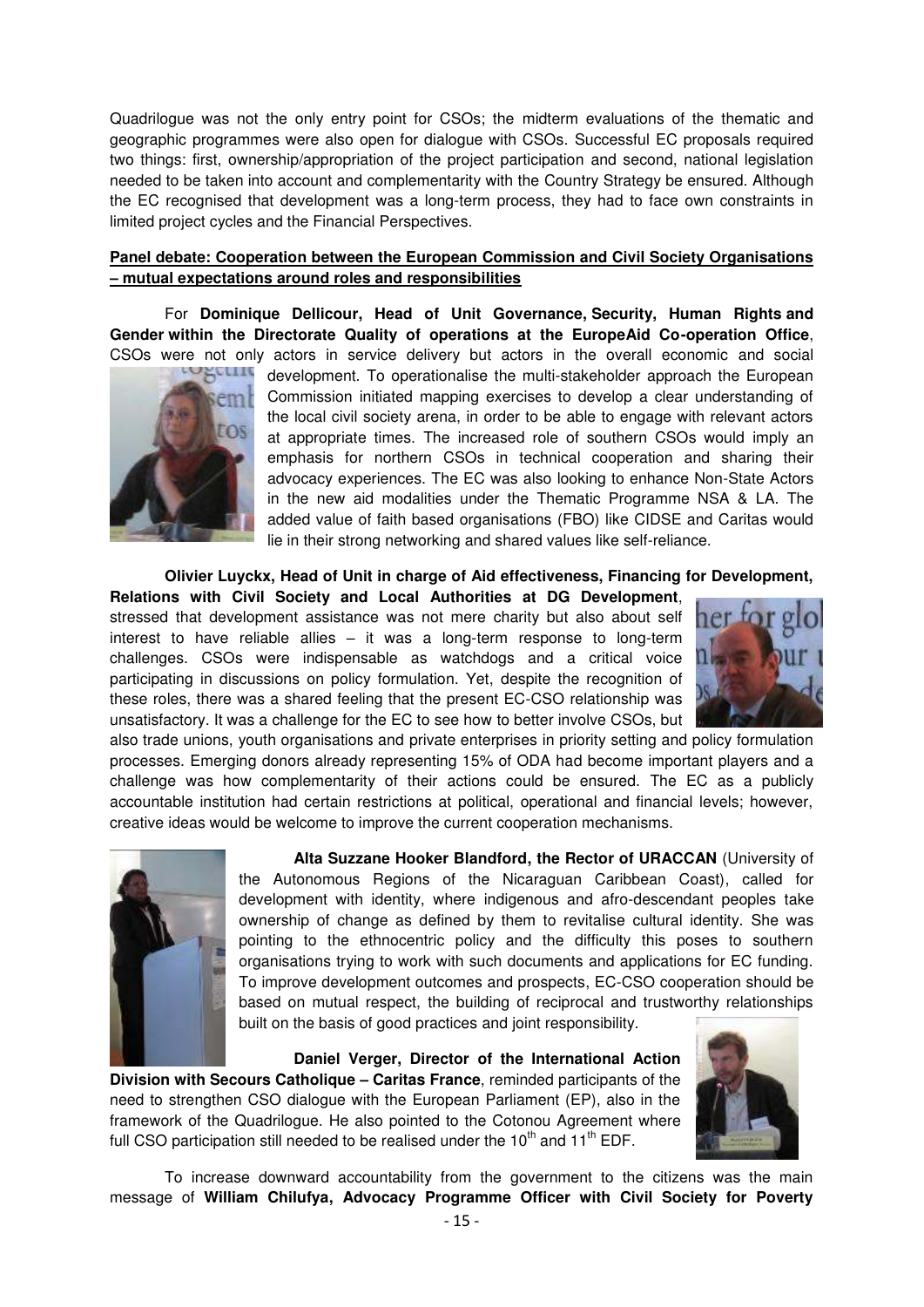Quadrilogue was not the only entry point for CSOs; the midterm evaluations of the thematic and geographic programmes were also open for dialogue with CSOs. Successful EC proposals required two things: first, ownership/appropriation of the project participation and second, national legislation needed to be taken into account and complementarity with the Country Strategy be ensured. Although the EC recognised that development was a long-term process, they had to face own constraints in limited project cycles and the Financial Perspectives.

**Panel debate: Cooperation between the European Commission and Civil Society Organisations – mutual expectations around roles and responsibilities**

For **Dominique Dellicour, Head of Unit Governance, Security, Human Rights and Gender within the Directorate Quality of operations at the EuropeAid Co-operation Office**, CSOs were not only actors in service delivery but actors in the overall economic and social development. To operationalise the multi-stakeholder approach the European Commission initiated mapping exercises to develop a clear understanding of the local civil society arena, in order to be able to engage with relevant actors at appropriate times. The increased role of southern CSOs would imply an emphasis for northern CSOs in technical cooperation and sharing their advocacy experiences. The EC was also looking to enhance Non-State Actors in the new aid modalities under the Thematic Programme NSA & LA. The added value of faith based organisations (FBO) like CIDSE and Caritas would lie in their strong networking and shared values like self-reliance.

**Olivier Luyckx, Head of Unit in charge of Aid effectiveness, Financing for Development, Relations with Civil Society and Local Authorities at DG Development**, stressed that development assistance was not mere charity but also about self interest to have reliable allies – it was a long-term response to long-term challenges. CSOs were indispensable as watchdogs and a critical voice participating in discussions on policy formulation. Yet, despite the recognition of these roles, there was a shared feeling that the present EC-CSO relationship was unsatisfactory. It was a challenge for the EC to see how to better involve CSOs, but also trade unions, youth organisations and private enterprises in priority setting and policy formulation processes. Emerging donors already representing 15% of ODA had become important players and a challenge was how complementarity of their actions could be ensured. The EC as a publicly accountable institution had certain restrictions at political, operational and financial levels; however, creative ideas would be welcome to improve the current cooperation mechanisms.

**Alta Suzzane Hooker Blandford, the Rector of URACCAN** (University of the Autonomous Regions of the Nicaraguan Caribbean Coast), called for development with identity, where indigenous and afro-descendant peoples take ownership of change as defined by them to revitalise cultural identity. She was pointing to the ethnocentric policy and the difficulty this poses to southern organisations trying to work with such documents and applications for EC funding. To improve development outcomes and prospects, EC-CSO cooperation should be based on mutual respect, the building of reciprocal and trustworthy relationships built on the basis of good practices and joint responsibility.

**Daniel Verger, Director of the International Action Division with Secours Catholique – Caritas France**, reminded participants of the need to strengthen CSO dialogue with the European Parliament (EP), also in the framework of the Quadrilogue. He also pointed to the Cotonou Agreement where full CSO participation still needed to be realised under the 10th and 11th EDF.

To increase downward accountability from the government to the citizens was the main message of **William Chilufya, Advocacy Programme Officer with Civil Society for Poverty**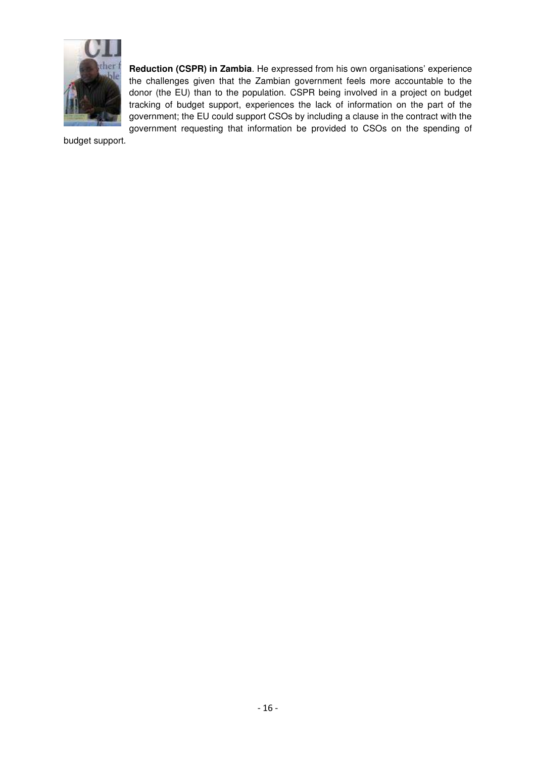**Reduction (CSPR) in Zambia**. He expressed from his own organisations' experience the challenges given that the Zambian government feels more accountable to the donor (the EU) than to the population. CSPR being involved in a project on budget tracking of budget support, experiences the lack of information on the part of the government; the EU could support CSOs by including a clause in the contract with the government requesting that information be provided to CSOs on the spending of budget support.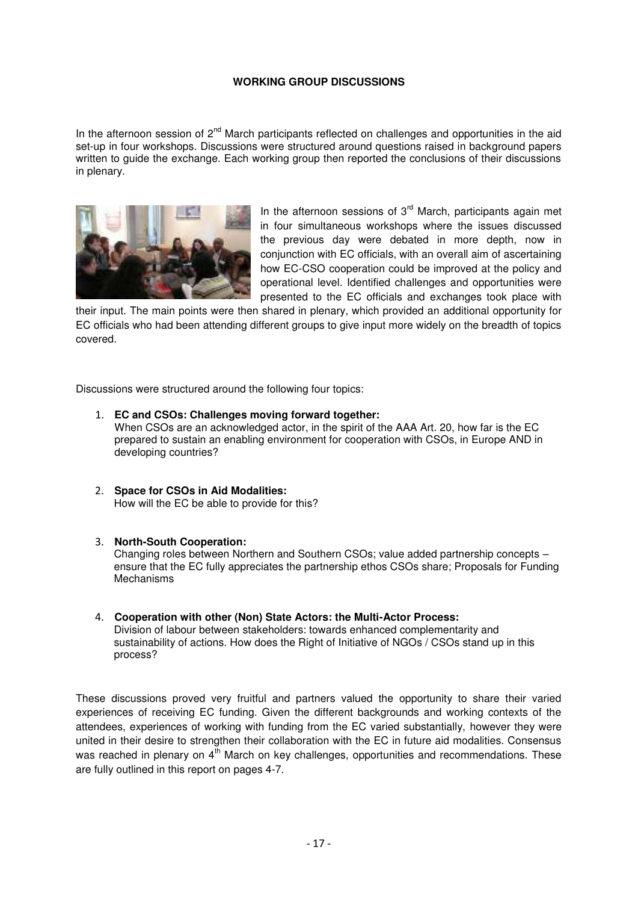## WORKING GROUP DISCUSSIONS

In the afternoon session of 2nd March participants reflected on challenges and opportunities in the aid set-up in four workshops. Discussions were structured around questions raised in background papers written to guide the exchange. Each working group then reported the conclusions of their discussions in plenary.

In the afternoon sessions of 3rd March, participants again met in four simultaneous workshops where the issues discussed the previous day were debated in more depth, now in conjunction with EC officials, with an overall aim of ascertaining how EC-CSO cooperation could be improved at the policy and operational level. Identified challenges and opportunities were presented to the EC officials and exchanges took place with their input. The main points were then shared in plenary, which provided an additional opportunity for EC officials who had been attending different groups to give input more widely on the breadth of topics covered.

Discussions were structured around the following four topics:

1. **EC and CSOs: Challenges moving forward together:**
   When CSOs are an acknowledged actor, in the spirit of the AAA Art. 20, how far is the EC prepared to sustain an enabling environment for cooperation with CSOs, in Europe AND in developing countries?

2. **Space for CSOs in Aid Modalities:**
   How will the EC be able to provide for this?

3. **North-South Cooperation:**
   Changing roles between Northern and Southern CSOs; value added partnership concepts – ensure that the EC fully appreciates the partnership ethos CSOs share; Proposals for Funding Mechanisms

4. **Cooperation with other (Non) State Actors: the Multi-Actor Process:**
   Division of labour between stakeholders: towards enhanced complementarity and sustainability of actions. How does the Right of Initiative of NGOs / CSOs stand up in this process?

These discussions proved very fruitful and partners valued the opportunity to share their varied experiences of receiving EC funding. Given the different backgrounds and working contexts of the attendees, experiences of working with funding from the EC varied substantially, however they were united in their desire to strengthen their collaboration with the EC in future aid modalities. Consensus was reached in plenary on 4th March on key challenges, opportunities and recommendations. These are fully outlined in this report on pages 4-7.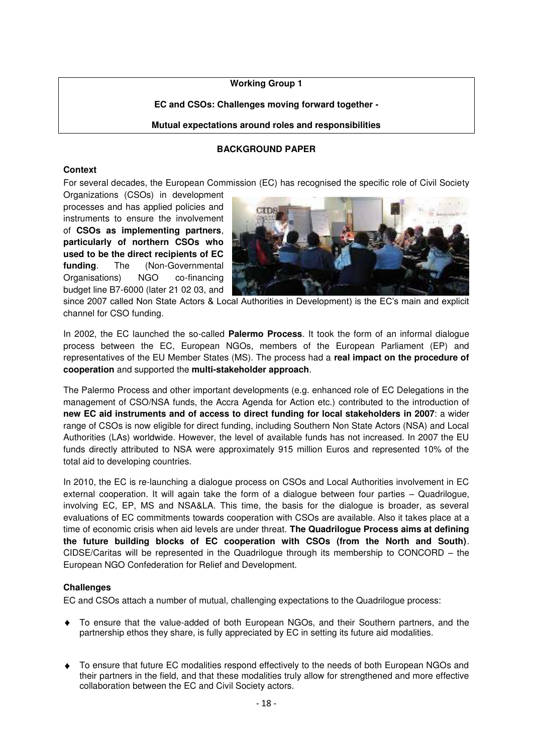**Working Group 1**

**EC and CSOs: Challenges moving forward together -**

**Mutual expectations around roles and responsibilities**

**BACKGROUND PAPER**

**Context**

For several decades, the European Commission (EC) has recognised the specific role of Civil Society Organizations (CSOs) in development processes and has applied policies and instruments to ensure the involvement of **CSOs as implementing partners, particularly of northern CSOs who used to be the direct recipients of EC funding**. The (Non-Governmental Organisations) NGO co-financing budget line B7-6000 (later 21 02 03, and since 2007 called Non State Actors & Local Authorities in Development) is the EC's main and explicit channel for CSO funding.

In 2002, the EC launched the so-called **Palermo Process**. It took the form of an informal dialogue process between the EC, European NGOs, members of the European Parliament (EP) and representatives of the EU Member States (MS). The process had a **real impact on the procedure of cooperation** and supported the **multi-stakeholder approach**.

The Palermo Process and other important developments (e.g. enhanced role of EC Delegations in the management of CSO/NSA funds, the Accra Agenda for Action etc.) contributed to the introduction of **new EC aid instruments and of access to direct funding for local stakeholders in 2007**: a wider range of CSOs is now eligible for direct funding, including Southern Non State Actors (NSA) and Local Authorities (LAs) worldwide. However, the level of available funds has not increased. In 2007 the EU funds directly attributed to NSA were approximately 915 million Euros and represented 10% of the total aid to developing countries.

In 2010, the EC is re-launching a dialogue process on CSOs and Local Authorities involvement in EC external cooperation. It will again take the form of a dialogue between four parties – Quadrilogue, involving EC, EP, MS and NSA&LA. This time, the basis for the dialogue is broader, as several evaluations of EC commitments towards cooperation with CSOs are available. Also it takes place at a time of economic crisis when aid levels are under threat. **The Quadrilogue Process aims at defining the future building blocks of EC cooperation with CSOs (from the North and South)**. CIDSE/Caritas will be represented in the Quadrilogue through its membership to CONCORD – the European NGO Confederation for Relief and Development.

**Challenges**

EC and CSOs attach a number of mutual, challenging expectations to the Quadrilogue process:

- To ensure that the value-added of both European NGOs, and their Southern partners, and the partnership ethos they share, is fully appreciated by EC in setting its future aid modalities.
- To ensure that future EC modalities respond effectively to the needs of both European NGOs and their partners in the field, and that these modalities truly allow for strengthened and more effective collaboration between the EC and Civil Society actors.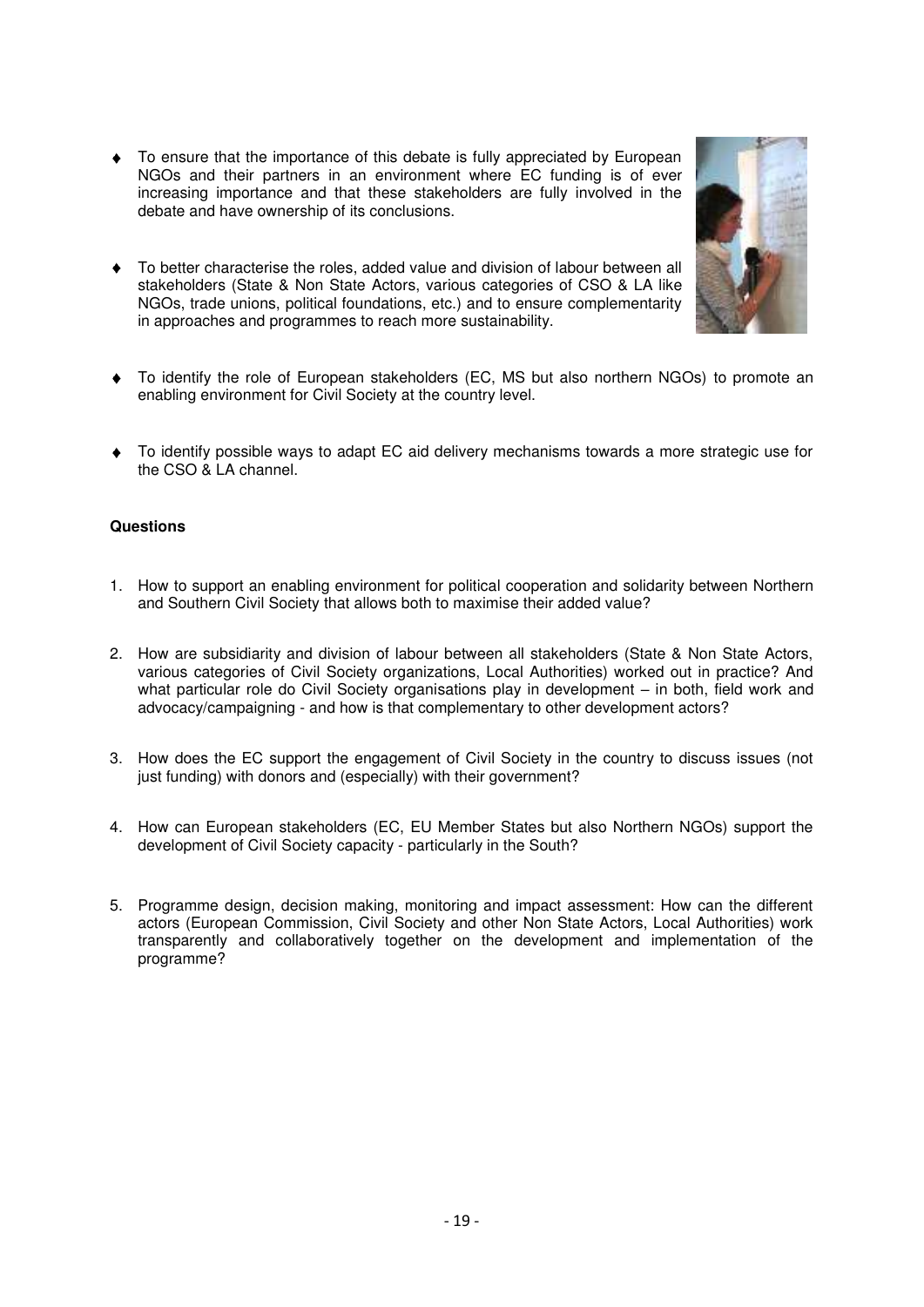- To ensure that the importance of this debate is fully appreciated by European NGOs and their partners in an environment where EC funding is of ever increasing importance and that these stakeholders are fully involved in the debate and have ownership of its conclusions.

- To better characterise the roles, added value and division of labour between all stakeholders (State & Non State Actors, various categories of CSO & LA like NGOs, trade unions, political foundations, etc.) and to ensure complementarity in approaches and programmes to reach more sustainability.

- To identify the role of European stakeholders (EC, MS but also northern NGOs) to promote an enabling environment for Civil Society at the country level.

- To identify possible ways to adapt EC aid delivery mechanisms towards a more strategic use for the CSO & LA channel.

**Questions**

1. How to support an enabling environment for political cooperation and solidarity between Northern and Southern Civil Society that allows both to maximise their added value?

2. How are subsidiarity and division of labour between all stakeholders (State & Non State Actors, various categories of Civil Society organizations, Local Authorities) worked out in practice? And what particular role do Civil Society organisations play in development – in both, field work and advocacy/campaigning - and how is that complementary to other development actors?

3. How does the EC support the engagement of Civil Society in the country to discuss issues (not just funding) with donors and (especially) with their government?

4. How can European stakeholders (EC, EU Member States but also Northern NGOs) support the development of Civil Society capacity - particularly in the South?

5. Programme design, decision making, monitoring and impact assessment: How can the different actors (European Commission, Civil Society and other Non State Actors, Local Authorities) work transparently and collaboratively together on the development and implementation of the programme?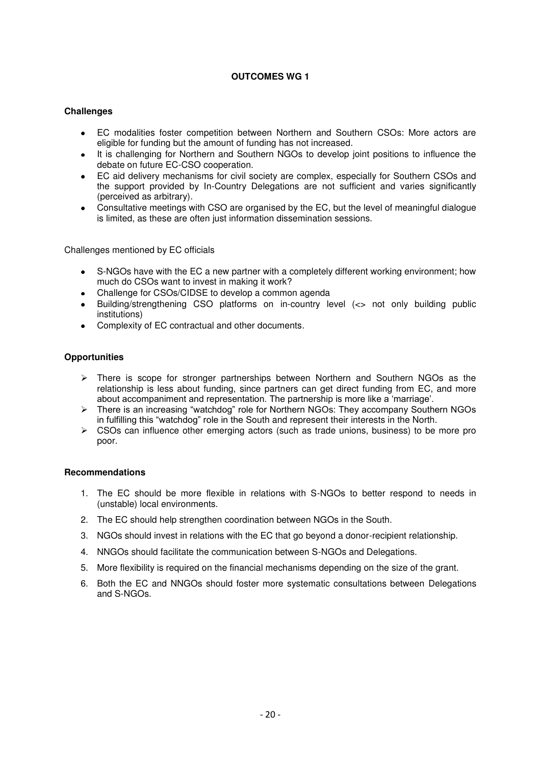# OUTCOMES WG 1

**Challenges**

- EC modalities foster competition between Northern and Southern CSOs: More actors are eligible for funding but the amount of funding has not increased.
- It is challenging for Northern and Southern NGOs to develop joint positions to influence the debate on future EC-CSO cooperation.
- EC aid delivery mechanisms for civil society are complex, especially for Southern CSOs and the support provided by In-Country Delegations are not sufficient and varies significantly (perceived as arbitrary).
- Consultative meetings with CSO are organised by the EC, but the level of meaningful dialogue is limited, as these are often just information dissemination sessions.

Challenges mentioned by EC officials

- S-NGOs have with the EC a new partner with a completely different working environment; how much do CSOs want to invest in making it work?
- Challenge for CSOs/CIDSE to develop a common agenda
- Building/strengthening CSO platforms on in-country level (<> not only building public institutions)
- Complexity of EC contractual and other documents.

**Opportunities**

- There is scope for stronger partnerships between Northern and Southern NGOs as the relationship is less about funding, since partners can get direct funding from EC, and more about accompaniment and representation. The partnership is more like a 'marriage'.
- There is an increasing "watchdog" role for Northern NGOs: They accompany Southern NGOs in fulfilling this "watchdog" role in the South and represent their interests in the North.
- CSOs can influence other emerging actors (such as trade unions, business) to be more pro poor.

**Recommendations**

1. The EC should be more flexible in relations with S-NGOs to better respond to needs in (unstable) local environments.
2. The EC should help strengthen coordination between NGOs in the South.
3. NGOs should invest in relations with the EC that go beyond a donor-recipient relationship.
4. NNGOs should facilitate the communication between S-NGOs and Delegations.
5. More flexibility is required on the financial mechanisms depending on the size of the grant.
6. Both the EC and NNGOs should foster more systematic consultations between Delegations and S-NGOs.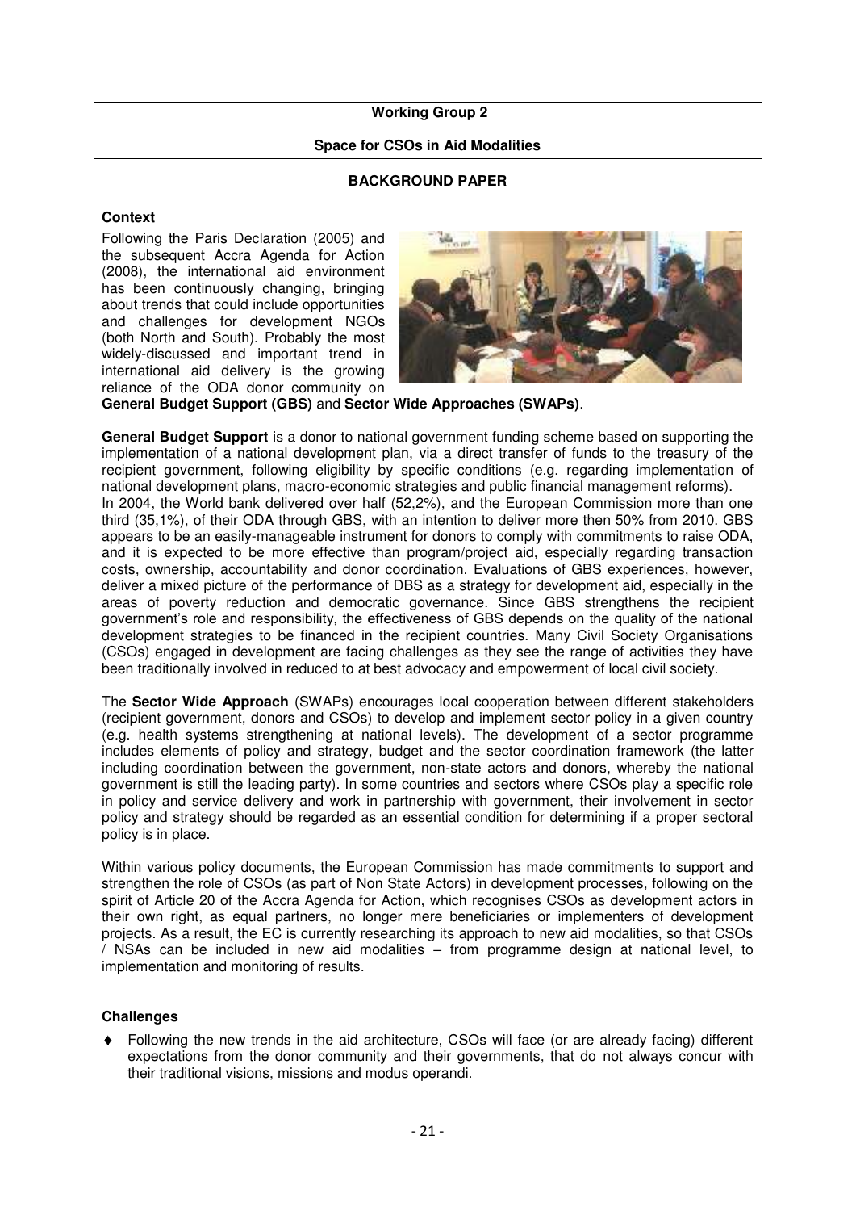**Working Group 2**

**Space for CSOs in Aid Modalities**

**BACKGROUND PAPER**

**Context**

Following the Paris Declaration (2005) and the subsequent Accra Agenda for Action (2008), the international aid environment has been continuously changing, bringing about trends that could include opportunities and challenges for development NGOs (both North and South). Probably the most widely-discussed and important trend in international aid delivery is the growing reliance of the ODA donor community on **General Budget Support (GBS)** and **Sector Wide Approaches (SWAPs)**.

**General Budget Support** is a donor to national government funding scheme based on supporting the implementation of a national development plan, via a direct transfer of funds to the treasury of the recipient government, following eligibility by specific conditions (e.g. regarding implementation of national development plans, macro-economic strategies and public financial management reforms).
In 2004, the World bank delivered over half (52,2%), and the European Commission more than one third (35,1%), of their ODA through GBS, with an intention to deliver more then 50% from 2010. GBS appears to be an easily-manageable instrument for donors to comply with commitments to raise ODA, and it is expected to be more effective than program/project aid, especially regarding transaction costs, ownership, accountability and donor coordination. Evaluations of GBS experiences, however, deliver a mixed picture of the performance of DBS as a strategy for development aid, especially in the areas of poverty reduction and democratic governance. Since GBS strengthens the recipient government's role and responsibility, the effectiveness of GBS depends on the quality of the national development strategies to be financed in the recipient countries. Many Civil Society Organisations (CSOs) engaged in development are facing challenges as they see the range of activities they have been traditionally involved in reduced to at best advocacy and empowerment of local civil society.

The **Sector Wide Approach** (SWAPs) encourages local cooperation between different stakeholders (recipient government, donors and CSOs) to develop and implement sector policy in a given country (e.g. health systems strengthening at national levels). The development of a sector programme includes elements of policy and strategy, budget and the sector coordination framework (the latter including coordination between the government, non-state actors and donors, whereby the national government is still the leading party). In some countries and sectors where CSOs play a specific role in policy and service delivery and work in partnership with government, their involvement in sector policy and strategy should be regarded as an essential condition for determining if a proper sectoral policy is in place.

Within various policy documents, the European Commission has made commitments to support and strengthen the role of CSOs (as part of Non State Actors) in development processes, following on the spirit of Article 20 of the Accra Agenda for Action, which recognises CSOs as development actors in their own right, as equal partners, no longer mere beneficiaries or implementers of development projects. As a result, the EC is currently researching its approach to new aid modalities, so that CSOs / NSAs can be included in new aid modalities – from programme design at national level, to implementation and monitoring of results.

**Challenges**

- Following the new trends in the aid architecture, CSOs will face (or are already facing) different expectations from the donor community and their governments, that do not always concur with their traditional visions, missions and modus operandi.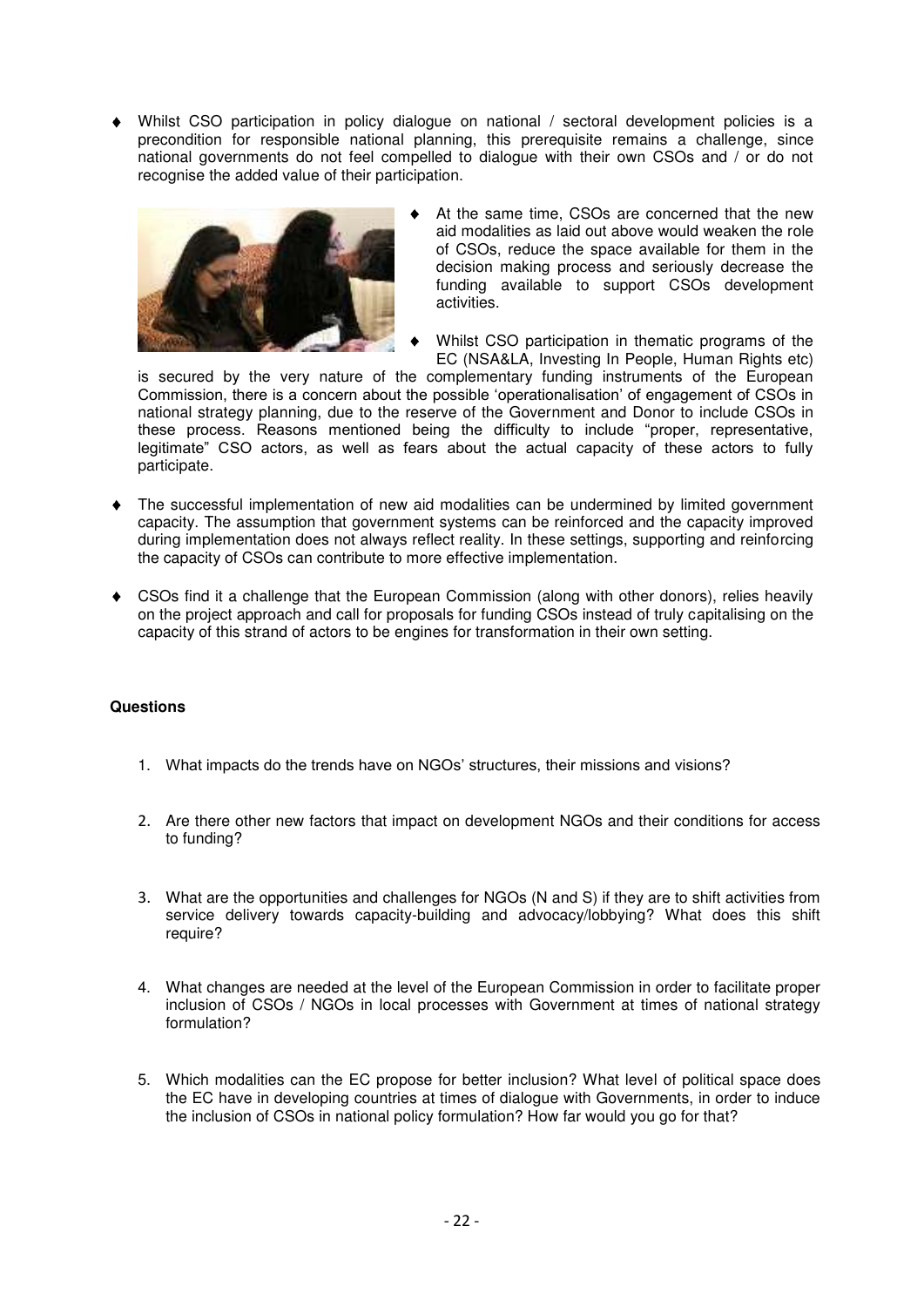- Whilst CSO participation in policy dialogue on national / sectoral development policies is a precondition for responsible national planning, this prerequisite remains a challenge, since national governments do not feel compelled to dialogue with their own CSOs and / or do not recognise the added value of their participation.

- At the same time, CSOs are concerned that the new aid modalities as laid out above would weaken the role of CSOs, reduce the space available for them in the decision making process and seriously decrease the funding available to support CSOs development activities.

- Whilst CSO participation in thematic programs of the EC (NSA&LA, Investing In People, Human Rights etc) is secured by the very nature of the complementary funding instruments of the European Commission, there is a concern about the possible 'operationalisation' of engagement of CSOs in national strategy planning, due to the reserve of the Government and Donor to include CSOs in these process. Reasons mentioned being the difficulty to include "proper, representative, legitimate" CSO actors, as well as fears about the actual capacity of these actors to fully participate.

- The successful implementation of new aid modalities can be undermined by limited government capacity. The assumption that government systems can be reinforced and the capacity improved during implementation does not always reflect reality. In these settings, supporting and reinforcing the capacity of CSOs can contribute to more effective implementation.

- CSOs find it a challenge that the European Commission (along with other donors), relies heavily on the project approach and call for proposals for funding CSOs instead of truly capitalising on the capacity of this strand of actors to be engines for transformation in their own setting.

**Questions**

1. What impacts do the trends have on NGOs' structures, their missions and visions?

2. Are there other new factors that impact on development NGOs and their conditions for access to funding?

3. What are the opportunities and challenges for NGOs (N and S) if they are to shift activities from service delivery towards capacity-building and advocacy/lobbying? What does this shift require?

4. What changes are needed at the level of the European Commission in order to facilitate proper inclusion of CSOs / NGOs in local processes with Government at times of national strategy formulation?

5. Which modalities can the EC propose for better inclusion? What level of political space does the EC have in developing countries at times of dialogue with Governments, in order to induce the inclusion of CSOs in national policy formulation? How far would you go for that?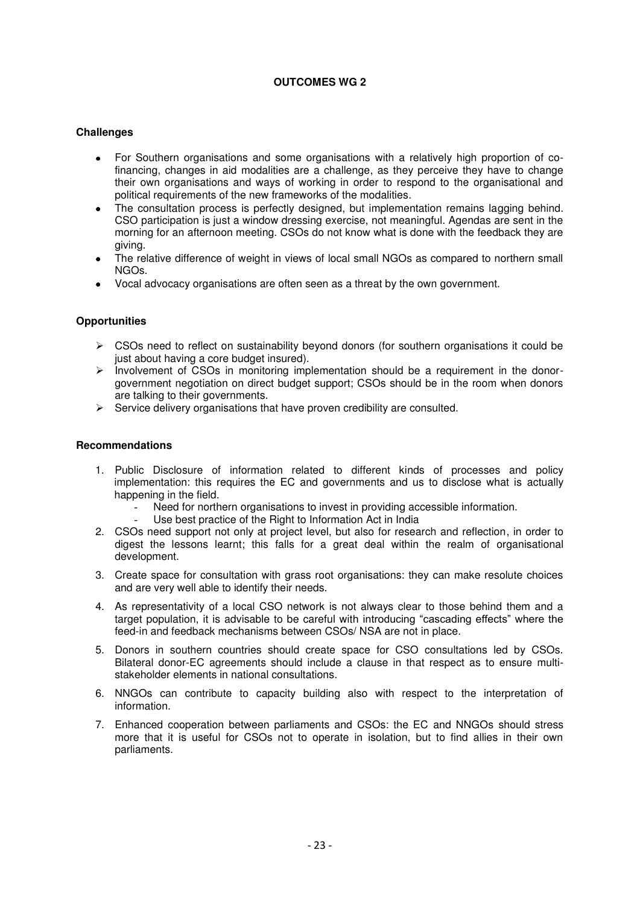## OUTCOMES WG 2

### Challenges

- For Southern organisations and some organisations with a relatively high proportion of co-financing, changes in aid modalities are a challenge, as they perceive they have to change their own organisations and ways of working in order to respond to the organisational and political requirements of the new frameworks of the modalities.
- The consultation process is perfectly designed, but implementation remains lagging behind. CSO participation is just a window dressing exercise, not meaningful. Agendas are sent in the morning for an afternoon meeting. CSOs do not know what is done with the feedback they are giving.
- The relative difference of weight in views of local small NGOs as compared to northern small NGOs.
- Vocal advocacy organisations are often seen as a threat by the own government.

### Opportunities

- CSOs need to reflect on sustainability beyond donors (for southern organisations it could be just about having a core budget insured).
- Involvement of CSOs in monitoring implementation should be a requirement in the donor-government negotiation on direct budget support; CSOs should be in the room when donors are talking to their governments.
- Service delivery organisations that have proven credibility are consulted.

### Recommendations

1. Public Disclosure of information related to different kinds of processes and policy implementation: this requires the EC and governments and us to disclose what is actually happening in the field.
   - Need for northern organisations to invest in providing accessible information.
   - Use best practice of the Right to Information Act in India
2. CSOs need support not only at project level, but also for research and reflection, in order to digest the lessons learnt; this falls for a great deal within the realm of organisational development.
3. Create space for consultation with grass root organisations: they can make resolute choices and are very well able to identify their needs.
4. As representativity of a local CSO network is not always clear to those behind them and a target population, it is advisable to be careful with introducing "cascading effects" where the feed-in and feedback mechanisms between CSOs/ NSA are not in place.
5. Donors in southern countries should create space for CSO consultations led by CSOs. Bilateral donor-EC agreements should include a clause in that respect as to ensure multi-stakeholder elements in national consultations.
6. NNGOs can contribute to capacity building also with respect to the interpretation of information.
7. Enhanced cooperation between parliaments and CSOs: the EC and NNGOs should stress more that it is useful for CSOs not to operate in isolation, but to find allies in their own parliaments.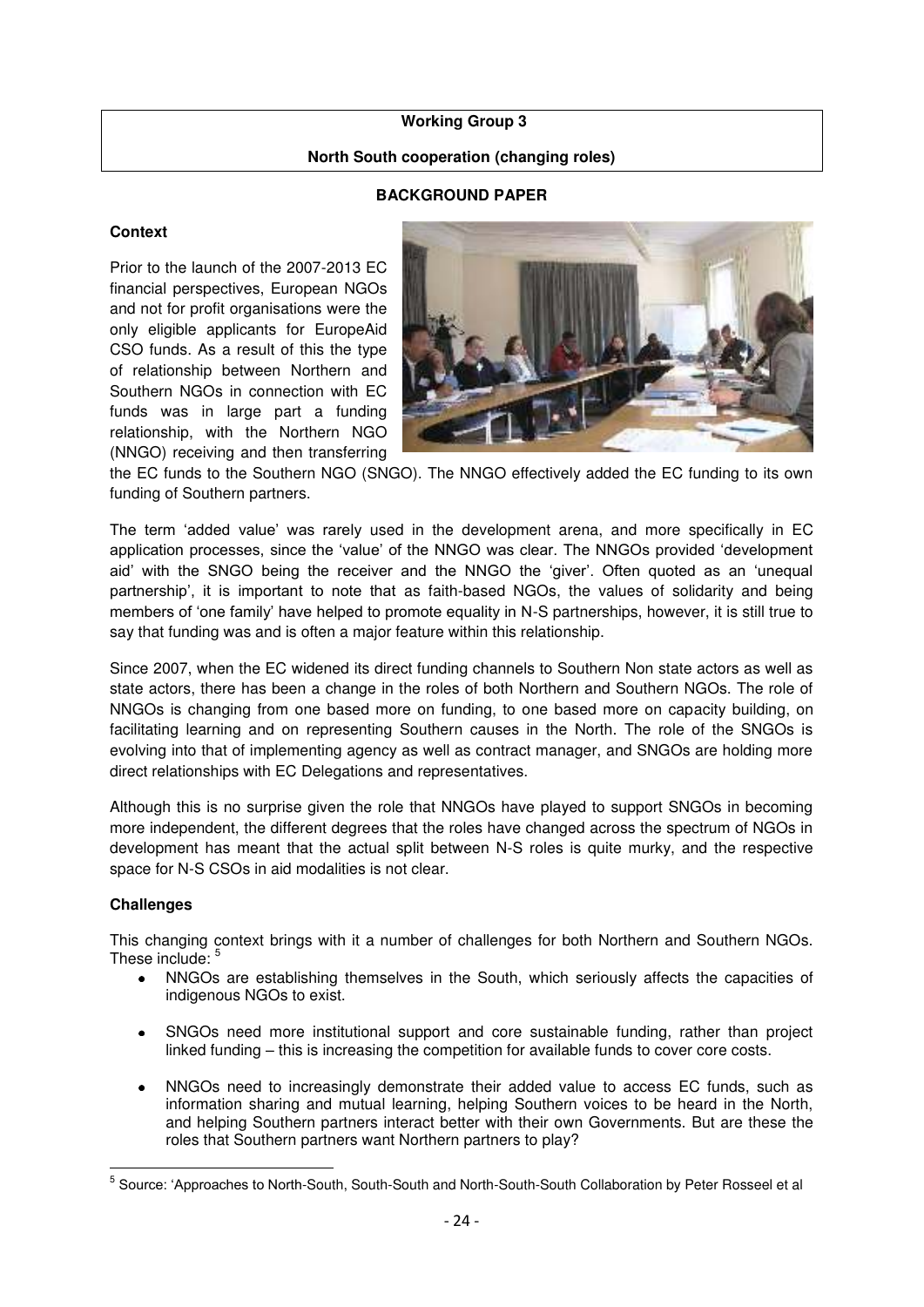**Working Group 3**

**North South cooperation (changing roles)**

**BACKGROUND PAPER**

**Context**

Prior to the launch of the 2007-2013 EC financial perspectives, European NGOs and not for profit organisations were the only eligible applicants for EuropeAid CSO funds. As a result of this the type of relationship between Northern and Southern NGOs in connection with EC funds was in large part a funding relationship, with the Northern NGO (NNGO) receiving and then transferring the EC funds to the Southern NGO (SNGO). The NNGO effectively added the EC funding to its own funding of Southern partners.

The term 'added value' was rarely used in the development arena, and more specifically in EC application processes, since the 'value' of the NNGO was clear. The NNGOs provided 'development aid' with the SNGO being the receiver and the NNGO the 'giver'. Often quoted as an 'unequal partnership', it is important to note that as faith-based NGOs, the values of solidarity and being members of 'one family' have helped to promote equality in N-S partnerships, however, it is still true to say that funding was and is often a major feature within this relationship.

Since 2007, when the EC widened its direct funding channels to Southern Non state actors as well as state actors, there has been a change in the roles of both Northern and Southern NGOs. The role of NNGOs is changing from one based more on funding, to one based more on capacity building, on facilitating learning and on representing Southern causes in the North. The role of the SNGOs is evolving into that of implementing agency as well as contract manager, and SNGOs are holding more direct relationships with EC Delegations and representatives.

Although this is no surprise given the role that NNGOs have played to support SNGOs in becoming more independent, the different degrees that the roles have changed across the spectrum of NGOs in development has meant that the actual split between N-S roles is quite murky, and the respective space for N-S CSOs in aid modalities is not clear.

**Challenges**

This changing context brings with it a number of challenges for both Northern and Southern NGOs. These include: [5]

- NNGOs are establishing themselves in the South, which seriously affects the capacities of indigenous NGOs to exist.
- SNGOs need more institutional support and core sustainable funding, rather than project linked funding – this is increasing the competition for available funds to cover core costs.
- NNGOs need to increasingly demonstrate their added value to access EC funds, such as information sharing and mutual learning, helping Southern voices to be heard in the North, and helping Southern partners interact better with their own Governments. But are these the roles that Southern partners want Northern partners to play?

[5] Source: 'Approaches to North-South, South-South and North-South-South Collaboration by Peter Rosseel et al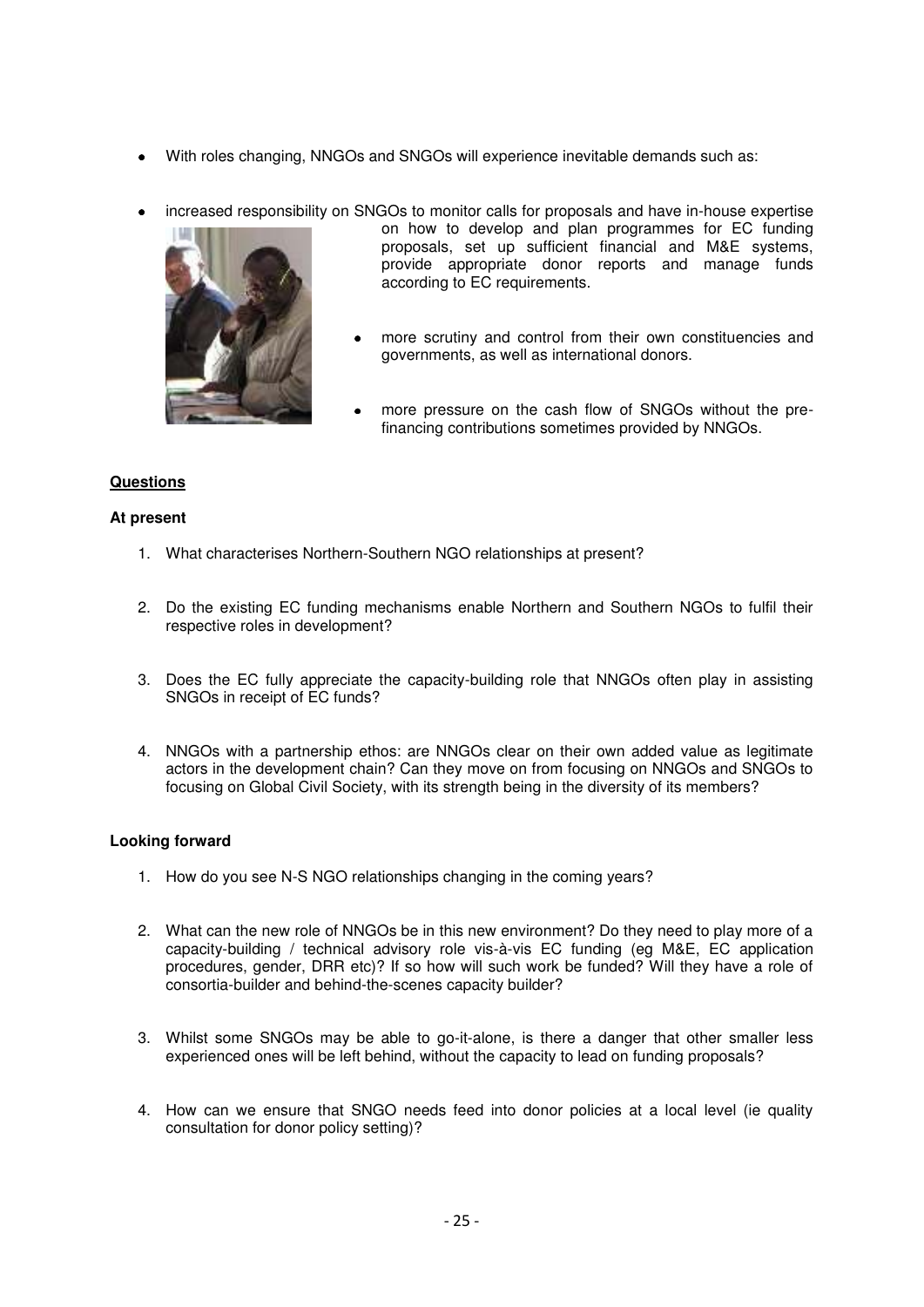- With roles changing, NNGOs and SNGOs will experience inevitable demands such as:

- increased responsibility on SNGOs to monitor calls for proposals and have in-house expertise on how to develop and plan programmes for EC funding proposals, set up sufficient financial and M&E systems, provide appropriate donor reports and manage funds according to EC requirements.

- more scrutiny and control from their own constituencies and governments, as well as international donors.

- more pressure on the cash flow of SNGOs without the pre-financing contributions sometimes provided by NNGOs.

**Questions**

**At present**

1. What characterises Northern-Southern NGO relationships at present?

2. Do the existing EC funding mechanisms enable Northern and Southern NGOs to fulfil their respective roles in development?

3. Does the EC fully appreciate the capacity-building role that NNGOs often play in assisting SNGOs in receipt of EC funds?

4. NNGOs with a partnership ethos: are NNGOs clear on their own added value as legitimate actors in the development chain? Can they move on from focusing on NNGOs and SNGOs to focusing on Global Civil Society, with its strength being in the diversity of its members?

**Looking forward**

1. How do you see N-S NGO relationships changing in the coming years?

2. What can the new role of NNGOs be in this new environment? Do they need to play more of a capacity-building / technical advisory role vis-à-vis EC funding (eg M&E, EC application procedures, gender, DRR etc)? If so how will such work be funded? Will they have a role of consortia-builder and behind-the-scenes capacity builder?

3. Whilst some SNGOs may be able to go-it-alone, is there a danger that other smaller less experienced ones will be left behind, without the capacity to lead on funding proposals?

4. How can we ensure that SNGO needs feed into donor policies at a local level (ie quality consultation for donor policy setting)?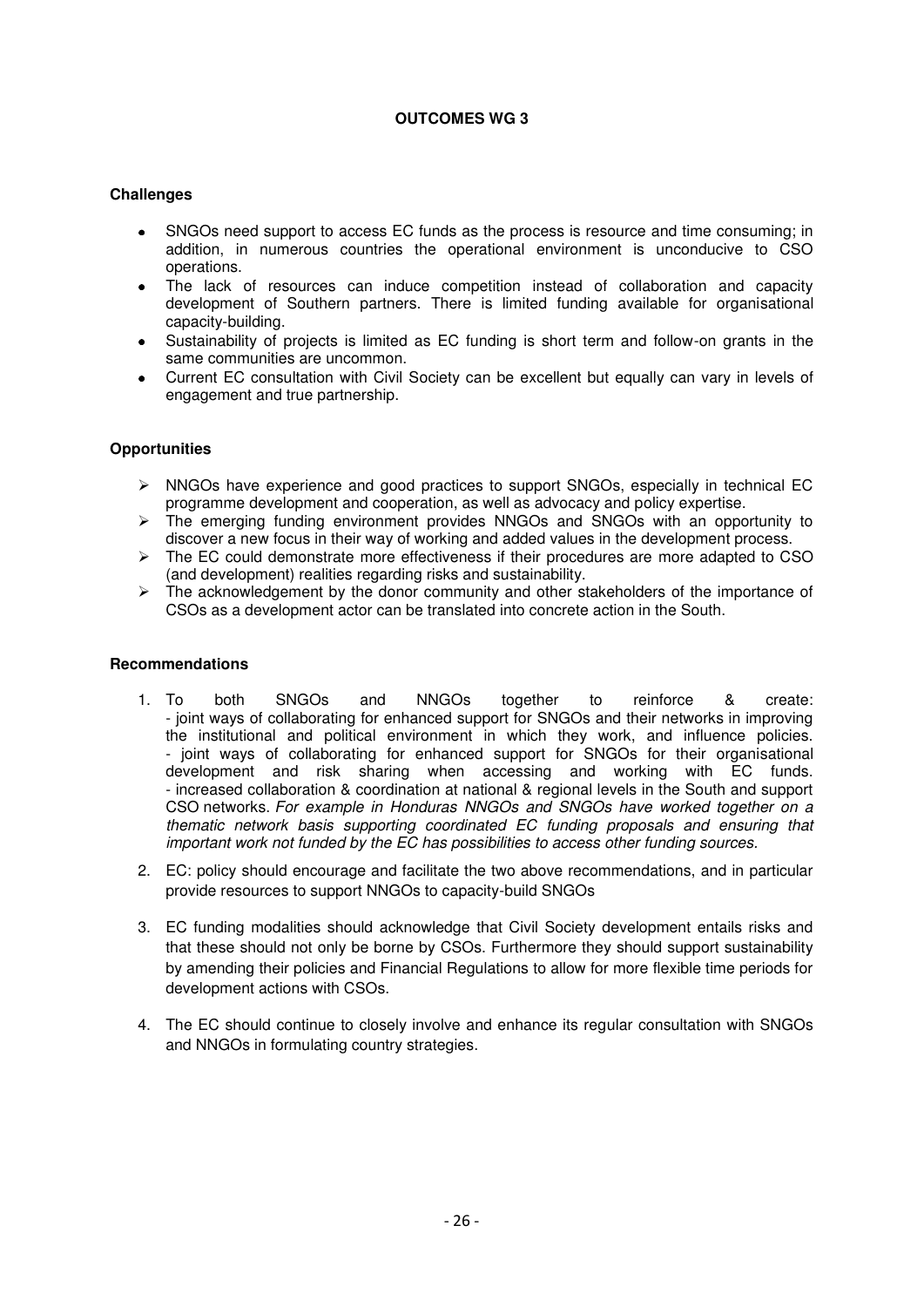## OUTCOMES WG 3

### Challenges

- SNGOs need support to access EC funds as the process is resource and time consuming; in addition, in numerous countries the operational environment is unconducive to CSO operations.
- The lack of resources can induce competition instead of collaboration and capacity development of Southern partners. There is limited funding available for organisational capacity-building.
- Sustainability of projects is limited as EC funding is short term and follow-on grants in the same communities are uncommon.
- Current EC consultation with Civil Society can be excellent but equally can vary in levels of engagement and true partnership.

### Opportunities

- NNGOs have experience and good practices to support SNGOs, especially in technical EC programme development and cooperation, as well as advocacy and policy expertise.
- The emerging funding environment provides NNGOs and SNGOs with an opportunity to discover a new focus in their way of working and added values in the development process.
- The EC could demonstrate more effectiveness if their procedures are more adapted to CSO (and development) realities regarding risks and sustainability.
- The acknowledgement by the donor community and other stakeholders of the importance of CSOs as a development actor can be translated into concrete action in the South.

### Recommendations

1. To both SNGOs and NNGOs together to reinforce & create:
   - joint ways of collaborating for enhanced support for SNGOs and their networks in improving the institutional and political environment in which they work, and influence policies.
   - joint ways of collaborating for enhanced support for SNGOs for their organisational development and risk sharing when accessing and working with EC funds.
   - increased collaboration & coordination at national & regional levels in the South and support CSO networks. *For example in Honduras NNGOs and SNGOs have worked together on a thematic network basis supporting coordinated EC funding proposals and ensuring that important work not funded by the EC has possibilities to access other funding sources.*
2. EC: policy should encourage and facilitate the two above recommendations, and in particular provide resources to support NNGOs to capacity-build SNGOs
3. EC funding modalities should acknowledge that Civil Society development entails risks and that these should not only be borne by CSOs. Furthermore they should support sustainability by amending their policies and Financial Regulations to allow for more flexible time periods for development actions with CSOs.
4. The EC should continue to closely involve and enhance its regular consultation with SNGOs and NNGOs in formulating country strategies.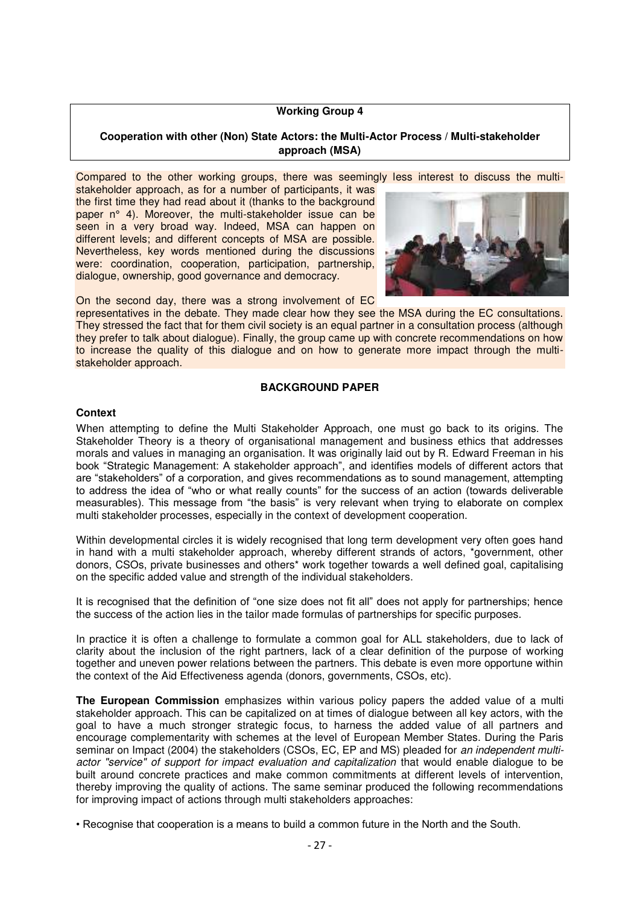**Working Group 4**

**Cooperation with other (Non) State Actors: the Multi-Actor Process / Multi-stakeholder approach (MSA)**

Compared to the other working groups, there was seemingly less interest to discuss the multi-stakeholder approach, as for a number of participants, it was the first time they had read about it (thanks to the background paper n° 4). Moreover, the multi-stakeholder issue can be seen in a very broad way. Indeed, MSA can happen on different levels; and different concepts of MSA are possible. Nevertheless, key words mentioned during the discussions were: coordination, cooperation, participation, partnership, dialogue, ownership, good governance and democracy.

On the second day, there was a strong involvement of EC representatives in the debate. They made clear how they see the MSA during the EC consultations. They stressed the fact that for them civil society is an equal partner in a consultation process (although they prefer to talk about dialogue). Finally, the group came up with concrete recommendations on how to increase the quality of this dialogue and on how to generate more impact through the multi-stakeholder approach.

**BACKGROUND PAPER**

**Context**

When attempting to define the Multi Stakeholder Approach, one must go back to its origins. The Stakeholder Theory is a theory of organisational management and business ethics that addresses morals and values in managing an organisation. It was originally laid out by R. Edward Freeman in his book "Strategic Management: A stakeholder approach", and identifies models of different actors that are "stakeholders" of a corporation, and gives recommendations as to sound management, attempting to address the idea of "who or what really counts" for the success of an action (towards deliverable measurables). This message from "the basis" is very relevant when trying to elaborate on complex multi stakeholder processes, especially in the context of development cooperation.

Within developmental circles it is widely recognised that long term development very often goes hand in hand with a multi stakeholder approach, whereby different strands of actors, *government, other donors, CSOs, private businesses and others* work together towards a well defined goal, capitalising on the specific added value and strength of the individual stakeholders.

It is recognised that the definition of "one size does not fit all" does not apply for partnerships; hence the success of the action lies in the tailor made formulas of partnerships for specific purposes.

In practice it is often a challenge to formulate a common goal for ALL stakeholders, due to lack of clarity about the inclusion of the right partners, lack of a clear definition of the purpose of working together and uneven power relations between the partners. This debate is even more opportune within the context of the Aid Effectiveness agenda (donors, governments, CSOs, etc).

**The European Commission** emphasizes within various policy papers the added value of a multi stakeholder approach. This can be capitalized on at times of dialogue between all key actors, with the goal to have a much stronger strategic focus, to harness the added value of all partners and encourage complementarity with schemes at the level of European Member States. During the Paris seminar on Impact (2004) the stakeholders (CSOs, EC, EP and MS) pleaded for *an independent multi-actor "service" of support for impact evaluation and capitalization* that would enable dialogue to be built around concrete practices and make common commitments at different levels of intervention, thereby improving the quality of actions. The same seminar produced the following recommendations for improving impact of actions through multi stakeholders approaches:

- Recognise that cooperation is a means to build a common future in the North and the South.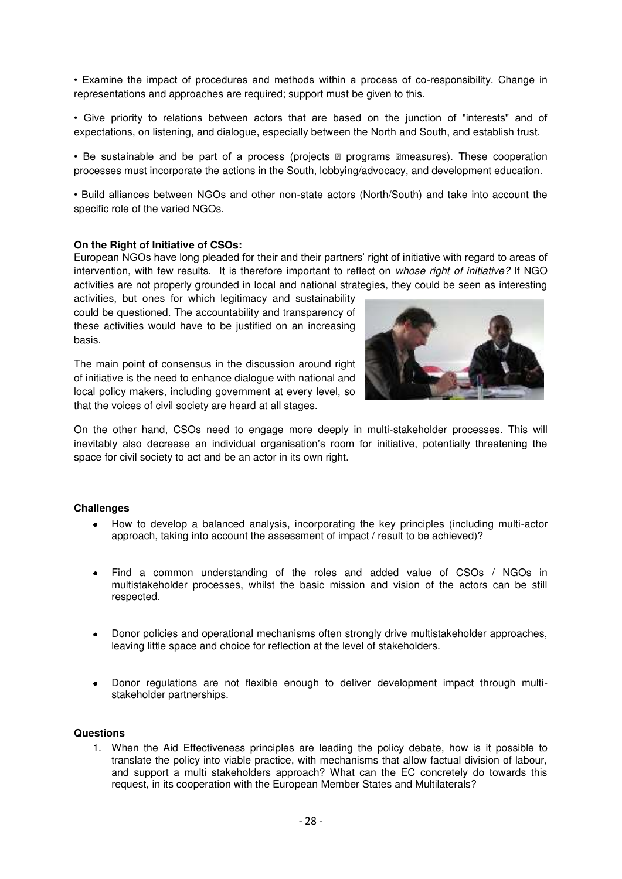• Examine the impact of procedures and methods within a process of co-responsibility. Change in representations and approaches are required; support must be given to this.

• Give priority to relations between actors that are based on the junction of "interests" and of expectations, on listening, and dialogue, especially between the North and South, and establish trust.

• Be sustainable and be part of a process (projects  programs measures). These cooperation processes must incorporate the actions in the South, lobbying/advocacy, and development education.

• Build alliances between NGOs and other non-state actors (North/South) and take into account the specific role of the varied NGOs.

**On the Right of Initiative of CSOs:**
European NGOs have long pleaded for their and their partners' right of initiative with regard to areas of intervention, with few results. It is therefore important to reflect on *whose right of initiative?* If NGO activities are not properly grounded in local and national strategies, they could be seen as interesting activities, but ones for which legitimacy and sustainability could be questioned. The accountability and transparency of these activities would have to be justified on an increasing basis.

The main point of consensus in the discussion around right of initiative is the need to enhance dialogue with national and local policy makers, including government at every level, so that the voices of civil society are heard at all stages.

On the other hand, CSOs need to engage more deeply in multi-stakeholder processes. This will inevitably also decrease an individual organisation's room for initiative, potentially threatening the space for civil society to act and be an actor in its own right.

**Challenges**

- How to develop a balanced analysis, incorporating the key principles (including multi-actor approach, taking into account the assessment of impact / result to be achieved)?
- Find a common understanding of the roles and added value of CSOs / NGOs in multistakeholder processes, whilst the basic mission and vision of the actors can be still respected.
- Donor policies and operational mechanisms often strongly drive multistakeholder approaches, leaving little space and choice for reflection at the level of stakeholders.
- Donor regulations are not flexible enough to deliver development impact through multi-stakeholder partnerships.

**Questions**

1. When the Aid Effectiveness principles are leading the policy debate, how is it possible to translate the policy into viable practice, with mechanisms that allow factual division of labour, and support a multi stakeholders approach? What can the EC concretely do towards this request, in its cooperation with the European Member States and Multilaterals?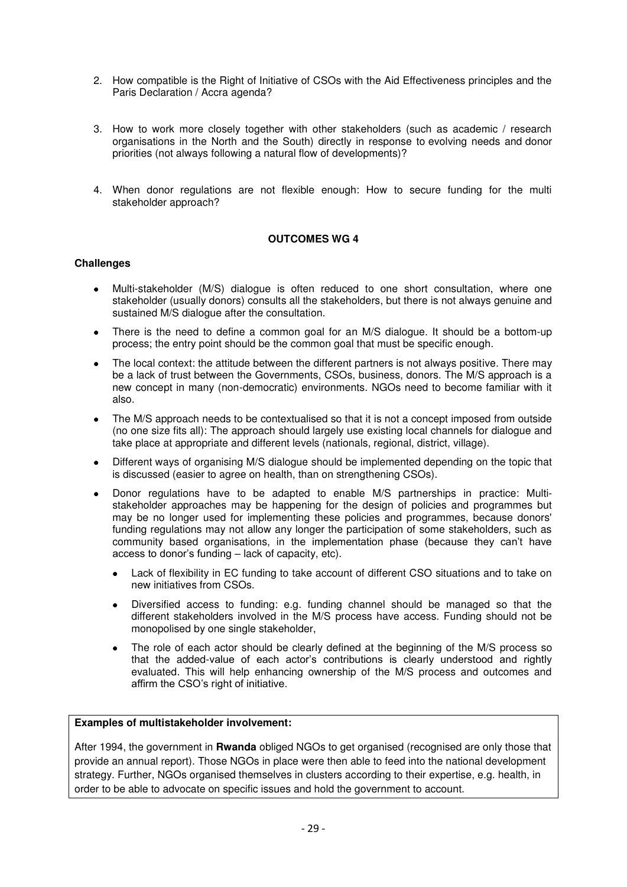2. How compatible is the Right of Initiative of CSOs with the Aid Effectiveness principles and the Paris Declaration / Accra agenda?

3. How to work more closely together with other stakeholders (such as academic / research organisations in the North and the South) directly in response to evolving needs and donor priorities (not always following a natural flow of developments)?

4. When donor regulations are not flexible enough: How to secure funding for the multi stakeholder approach?

**OUTCOMES WG 4**

**Challenges**

- Multi-stakeholder (M/S) dialogue is often reduced to one short consultation, where one stakeholder (usually donors) consults all the stakeholders, but there is not always genuine and sustained M/S dialogue after the consultation.
- There is the need to define a common goal for an M/S dialogue. It should be a bottom-up process; the entry point should be the common goal that must be specific enough.
- The local context: the attitude between the different partners is not always positive. There may be a lack of trust between the Governments, CSOs, business, donors. The M/S approach is a new concept in many (non-democratic) environments. NGOs need to become familiar with it also.
- The M/S approach needs to be contextualised so that it is not a concept imposed from outside (no one size fits all): The approach should largely use existing local channels for dialogue and take place at appropriate and different levels (nationals, regional, district, village).
- Different ways of organising M/S dialogue should be implemented depending on the topic that is discussed (easier to agree on health, than on strengthening CSOs).
- Donor regulations have to be adapted to enable M/S partnerships in practice: Multi-stakeholder approaches may be happening for the design of policies and programmes but may be no longer used for implementing these policies and programmes, because donors' funding regulations may not allow any longer the participation of some stakeholders, such as community based organisations, in the implementation phase (because they can't have access to donor's funding – lack of capacity, etc).
  - Lack of flexibility in EC funding to take account of different CSO situations and to take on new initiatives from CSOs.
  - Diversified access to funding: e.g. funding channel should be managed so that the different stakeholders involved in the M/S process have access. Funding should not be monopolised by one single stakeholder,
  - The role of each actor should be clearly defined at the beginning of the M/S process so that the added-value of each actor's contributions is clearly understood and rightly evaluated. This will help enhancing ownership of the M/S process and outcomes and affirm the CSO's right of initiative.

**Examples of multistakeholder involvement:**

After 1994, the government in **Rwanda** obliged NGOs to get organised (recognised are only those that provide an annual report). Those NGOs in place were then able to feed into the national development strategy. Further, NGOs organised themselves in clusters according to their expertise, e.g. health, in order to be able to advocate on specific issues and hold the government to account.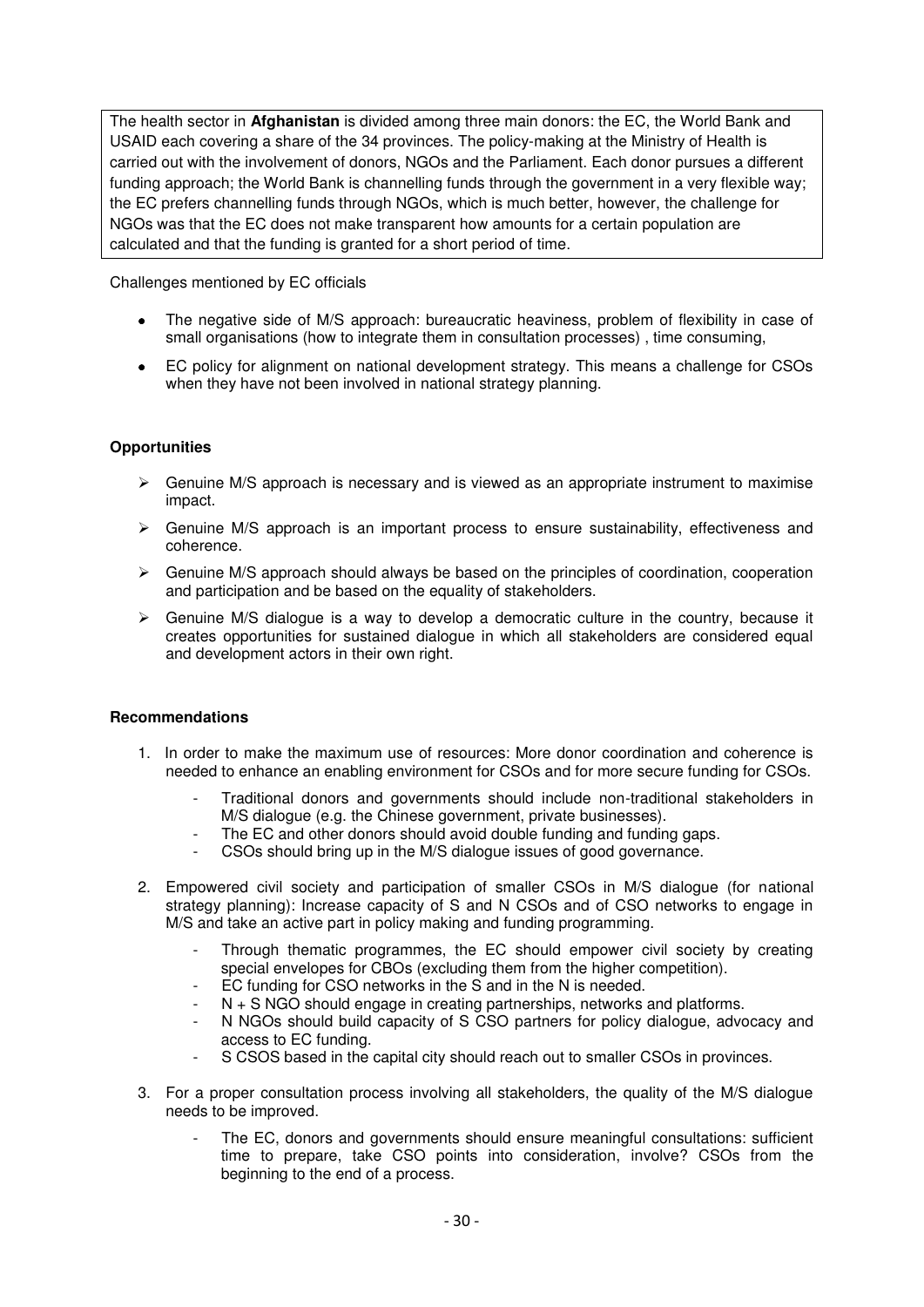> The health sector in **Afghanistan** is divided among three main donors: the EC, the World Bank and USAID each covering a share of the 34 provinces. The policy-making at the Ministry of Health is carried out with the involvement of donors, NGOs and the Parliament. Each donor pursues a different funding approach; the World Bank is channelling funds through the government in a very flexible way; the EC prefers channelling funds through NGOs, which is much better, however, the challenge for NGOs was that the EC does not make transparent how amounts for a certain population are calculated and that the funding is granted for a short period of time.

Challenges mentioned by EC officials

- The negative side of M/S approach: bureaucratic heaviness, problem of flexibility in case of small organisations (how to integrate them in consultation processes) , time consuming,
- EC policy for alignment on national development strategy. This means a challenge for CSOs when they have not been involved in national strategy planning.

**Opportunities**

- Genuine M/S approach is necessary and is viewed as an appropriate instrument to maximise impact.
- Genuine M/S approach is an important process to ensure sustainability, effectiveness and coherence.
- Genuine M/S approach should always be based on the principles of coordination, cooperation and participation and be based on the equality of stakeholders.
- Genuine M/S dialogue is a way to develop a democratic culture in the country, because it creates opportunities for sustained dialogue in which all stakeholders are considered equal and development actors in their own right.

**Recommendations**

1. In order to make the maximum use of resources: More donor coordination and coherence is needed to enhance an enabling environment for CSOs and for more secure funding for CSOs.
   - Traditional donors and governments should include non-traditional stakeholders in M/S dialogue (e.g. the Chinese government, private businesses).
   - The EC and other donors should avoid double funding and funding gaps.
   - CSOs should bring up in the M/S dialogue issues of good governance.
2. Empowered civil society and participation of smaller CSOs in M/S dialogue (for national strategy planning): Increase capacity of S and N CSOs and of CSO networks to engage in M/S and take an active part in policy making and funding programming.
   - Through thematic programmes, the EC should empower civil society by creating special envelopes for CBOs (excluding them from the higher competition).
   - EC funding for CSO networks in the S and in the N is needed.
   - N + S NGO should engage in creating partnerships, networks and platforms.
   - N NGOs should build capacity of S CSO partners for policy dialogue, advocacy and access to EC funding.
   - S CSOS based in the capital city should reach out to smaller CSOs in provinces.
3. For a proper consultation process involving all stakeholders, the quality of the M/S dialogue needs to be improved.
   - The EC, donors and governments should ensure meaningful consultations: sufficient time to prepare, take CSO points into consideration, involve? CSOs from the beginning to the end of a process.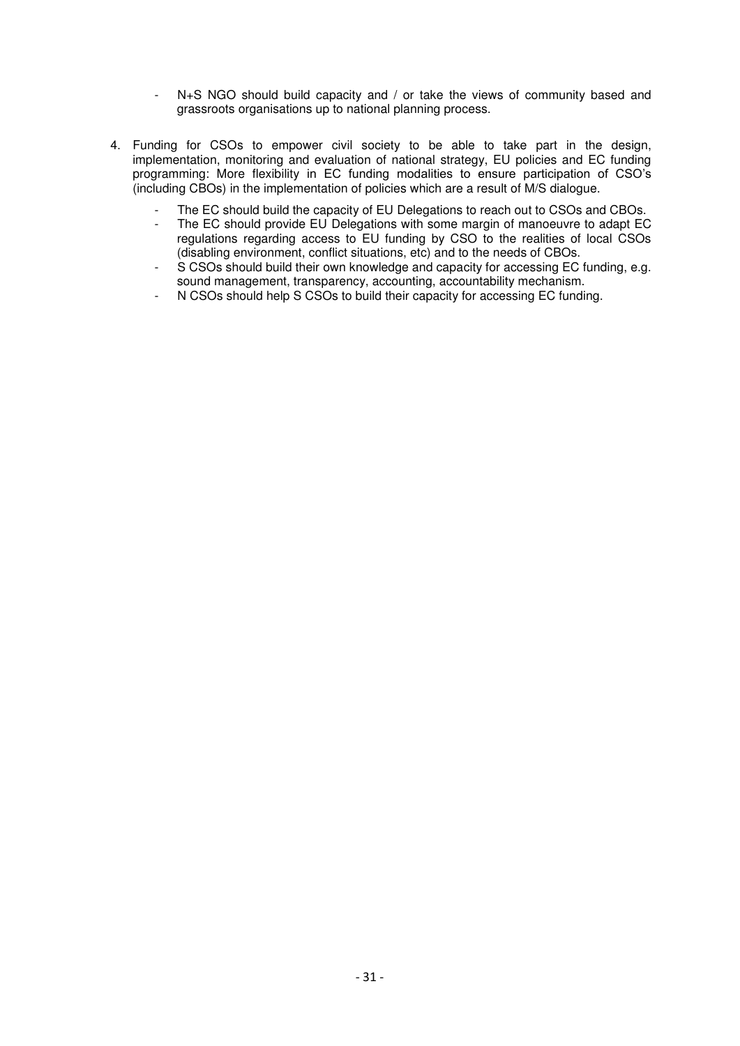- N+S NGO should build capacity and / or take the views of community based and grassroots organisations up to national planning process.

4. Funding for CSOs to empower civil society to be able to take part in the design, implementation, monitoring and evaluation of national strategy, EU policies and EC funding programming: More flexibility in EC funding modalities to ensure participation of CSO's (including CBOs) in the implementation of policies which are a result of M/S dialogue.

    - The EC should build the capacity of EU Delegations to reach out to CSOs and CBOs.
    - The EC should provide EU Delegations with some margin of manoeuvre to adapt EC regulations regarding access to EU funding by CSO to the realities of local CSOs (disabling environment, conflict situations, etc) and to the needs of CBOs.
    - S CSOs should build their own knowledge and capacity for accessing EC funding, e.g. sound management, transparency, accounting, accountability mechanism.
    - N CSOs should help S CSOs to build their capacity for accessing EC funding.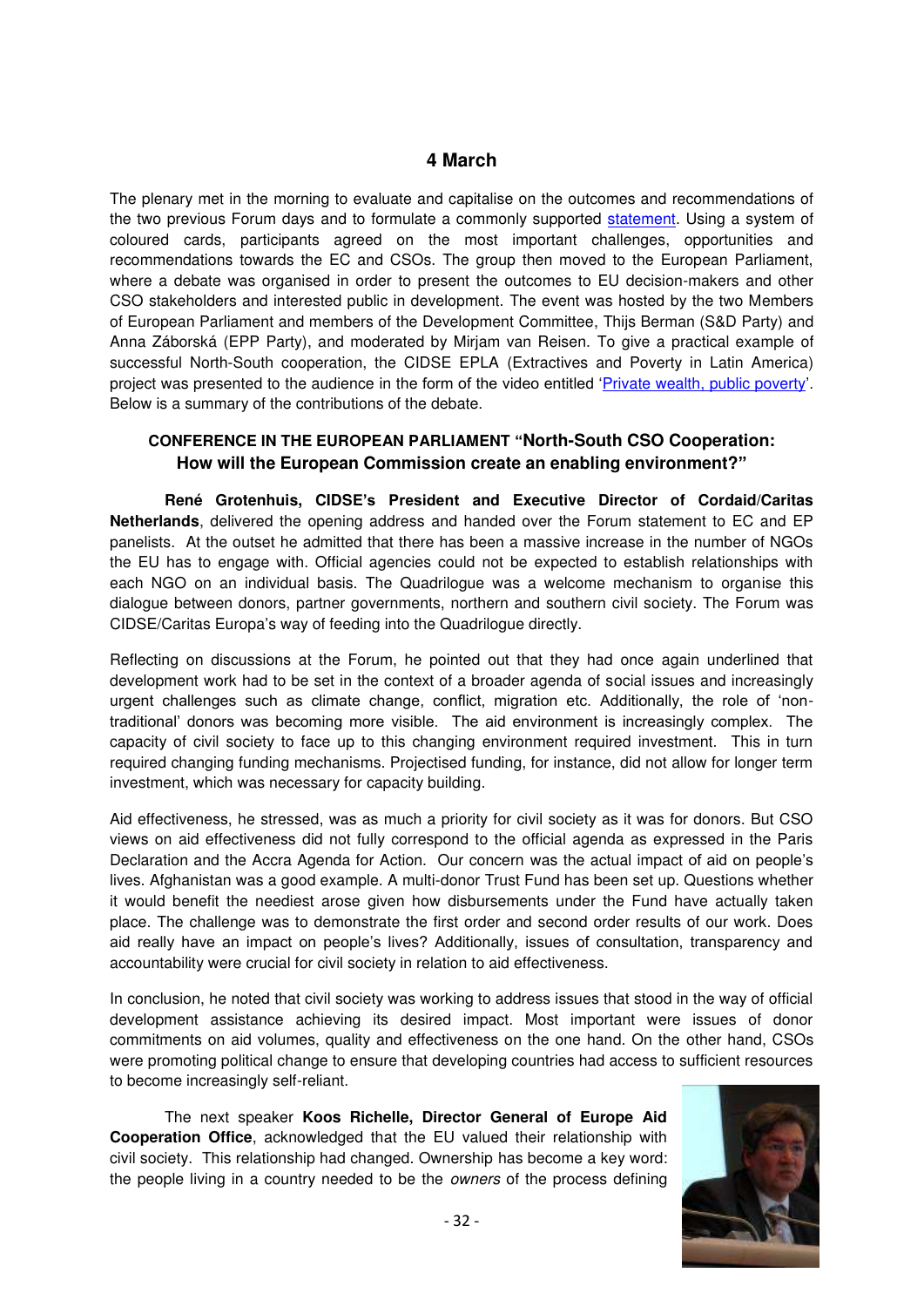## 4 March

The plenary met in the morning to evaluate and capitalise on the outcomes and recommendations of the two previous Forum days and to formulate a commonly supported statement. Using a system of coloured cards, participants agreed on the most important challenges, opportunities and recommendations towards the EC and CSOs. The group then moved to the European Parliament, where a debate was organised in order to present the outcomes to EU decision-makers and other CSO stakeholders and interested public in development. The event was hosted by the two Members of European Parliament and members of the Development Committee, Thijs Berman (S&D Party) and Anna Záborská (EPP Party), and moderated by Mirjam van Reisen. To give a practical example of successful North-South cooperation, the CIDSE EPLA (Extractives and Poverty in Latin America) project was presented to the audience in the form of the video entitled 'Private wealth, public poverty'. Below is a summary of the contributions of the debate.

### CONFERENCE IN THE EUROPEAN PARLIAMENT "North-South CSO Cooperation: How will the European Commission create an enabling environment?"

**René Grotenhuis, CIDSE's President and Executive Director of Cordaid/Caritas Netherlands**, delivered the opening address and handed over the Forum statement to EC and EP panelists. At the outset he admitted that there has been a massive increase in the number of NGOs the EU has to engage with. Official agencies could not be expected to establish relationships with each NGO on an individual basis. The Quadrilogue was a welcome mechanism to organise this dialogue between donors, partner governments, northern and southern civil society. The Forum was CIDSE/Caritas Europa's way of feeding into the Quadrilogue directly.

Reflecting on discussions at the Forum, he pointed out that they had once again underlined that development work had to be set in the context of a broader agenda of social issues and increasingly urgent challenges such as climate change, conflict, migration etc. Additionally, the role of 'non-traditional' donors was becoming more visible. The aid environment is increasingly complex. The capacity of civil society to face up to this changing environment required investment. This in turn required changing funding mechanisms. Projectised funding, for instance, did not allow for longer term investment, which was necessary for capacity building.

Aid effectiveness, he stressed, was as much a priority for civil society as it was for donors. But CSO views on aid effectiveness did not fully correspond to the official agenda as expressed in the Paris Declaration and the Accra Agenda for Action. Our concern was the actual impact of aid on people's lives. Afghanistan was a good example. A multi-donor Trust Fund has been set up. Questions whether it would benefit the neediest arose given how disbursements under the Fund have actually taken place. The challenge was to demonstrate the first order and second order results of our work. Does aid really have an impact on people's lives? Additionally, issues of consultation, transparency and accountability were crucial for civil society in relation to aid effectiveness.

In conclusion, he noted that civil society was working to address issues that stood in the way of official development assistance achieving its desired impact. Most important were issues of donor commitments on aid volumes, quality and effectiveness on the one hand. On the other hand, CSOs were promoting political change to ensure that developing countries had access to sufficient resources to become increasingly self-reliant.

The next speaker **Koos Richelle, Director General of Europe Aid Cooperation Office**, acknowledged that the EU valued their relationship with civil society. This relationship had changed. Ownership has become a key word: the people living in a country needed to be the *owners* of the process defining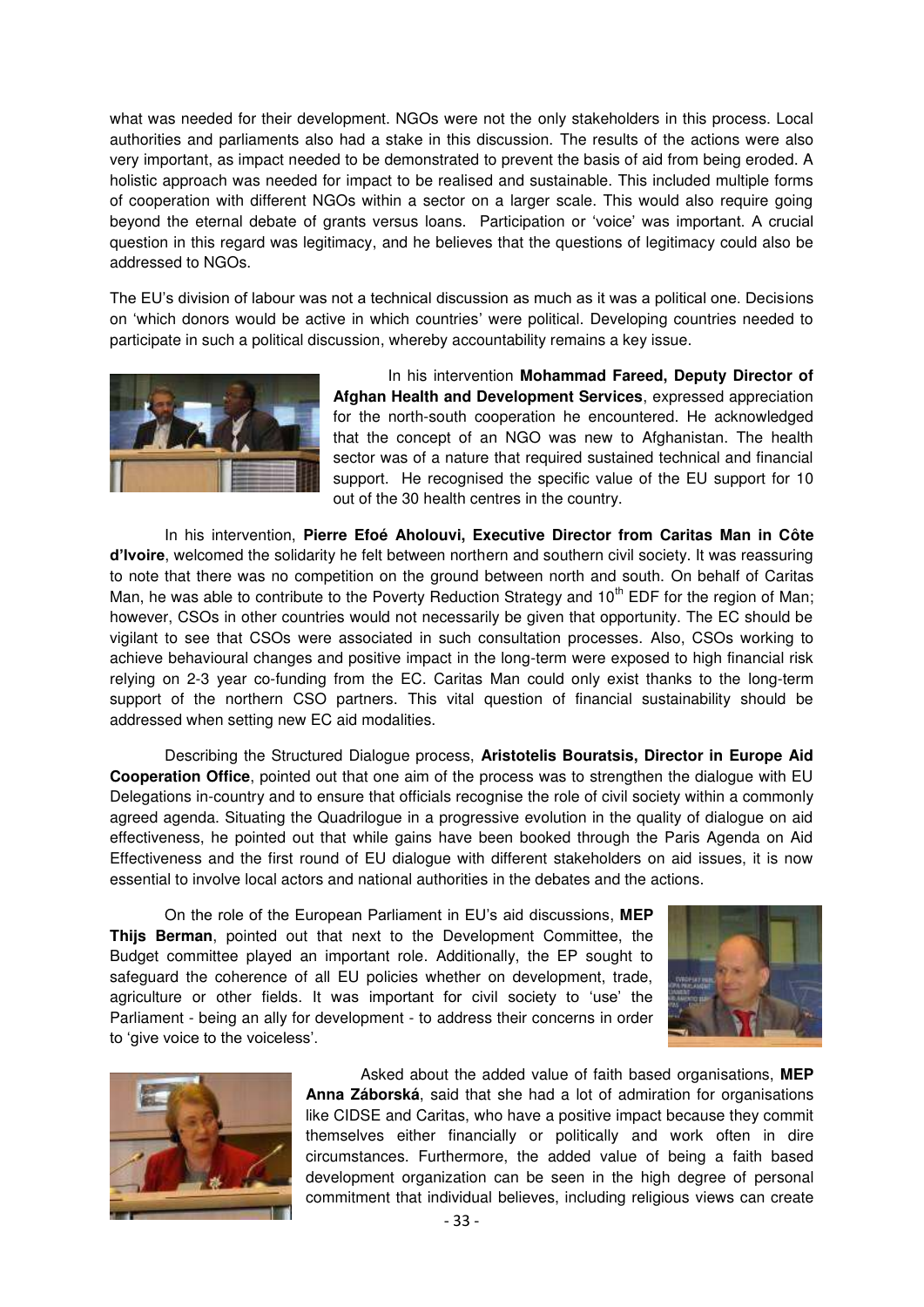what was needed for their development. NGOs were not the only stakeholders in this process. Local authorities and parliaments also had a stake in this discussion. The results of the actions were also very important, as impact needed to be demonstrated to prevent the basis of aid from being eroded. A holistic approach was needed for impact to be realised and sustainable. This included multiple forms of cooperation with different NGOs within a sector on a larger scale. This would also require going beyond the eternal debate of grants versus loans. Participation or 'voice' was important. A crucial question in this regard was legitimacy, and he believes that the questions of legitimacy could also be addressed to NGOs.

The EU's division of labour was not a technical discussion as much as it was a political one. Decisions on 'which donors would be active in which countries' were political. Developing countries needed to participate in such a political discussion, whereby accountability remains a key issue.

In his intervention **Mohammad Fareed, Deputy Director of Afghan Health and Development Services**, expressed appreciation for the north-south cooperation he encountered. He acknowledged that the concept of an NGO was new to Afghanistan. The health sector was of a nature that required sustained technical and financial support. He recognised the specific value of the EU support for 10 out of the 30 health centres in the country.

In his intervention, **Pierre Efoé Aholouvi, Executive Director from Caritas Man in Côte d'Ivoire**, welcomed the solidarity he felt between northern and southern civil society. It was reassuring to note that there was no competition on the ground between north and south. On behalf of Caritas Man, he was able to contribute to the Poverty Reduction Strategy and 10th EDF for the region of Man; however, CSOs in other countries would not necessarily be given that opportunity. The EC should be vigilant to see that CSOs were associated in such consultation processes. Also, CSOs working to achieve behavioural changes and positive impact in the long-term were exposed to high financial risk relying on 2-3 year co-funding from the EC. Caritas Man could only exist thanks to the long-term support of the northern CSO partners. This vital question of financial sustainability should be addressed when setting new EC aid modalities.

Describing the Structured Dialogue process, **Aristotelis Bouratsis, Director in Europe Aid Cooperation Office**, pointed out that one aim of the process was to strengthen the dialogue with EU Delegations in-country and to ensure that officials recognise the role of civil society within a commonly agreed agenda. Situating the Quadrilogue in a progressive evolution in the quality of dialogue on aid effectiveness, he pointed out that while gains have been booked through the Paris Agenda on Aid Effectiveness and the first round of EU dialogue with different stakeholders on aid issues, it is now essential to involve local actors and national authorities in the debates and the actions.

On the role of the European Parliament in EU's aid discussions, **MEP Thijs Berman**, pointed out that next to the Development Committee, the Budget committee played an important role. Additionally, the EP sought to safeguard the coherence of all EU policies whether on development, trade, agriculture or other fields. It was important for civil society to 'use' the Parliament - being an ally for development - to address their concerns in order to 'give voice to the voiceless'.

Asked about the added value of faith based organisations, **MEP Anna Záborská**, said that she had a lot of admiration for organisations like CIDSE and Caritas, who have a positive impact because they commit themselves either financially or politically and work often in dire circumstances. Furthermore, the added value of being a faith based development organization can be seen in the high degree of personal commitment that individual believes, including religious views can create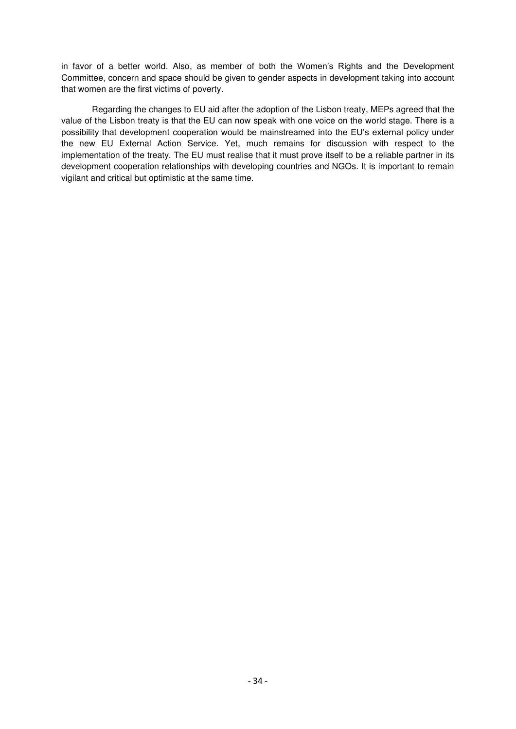in favor of a better world. Also, as member of both the Women's Rights and the Development Committee, concern and space should be given to gender aspects in development taking into account that women are the first victims of poverty.

Regarding the changes to EU aid after the adoption of the Lisbon treaty, MEPs agreed that the value of the Lisbon treaty is that the EU can now speak with one voice on the world stage. There is a possibility that development cooperation would be mainstreamed into the EU's external policy under the new EU External Action Service. Yet, much remains for discussion with respect to the implementation of the treaty. The EU must realise that it must prove itself to be a reliable partner in its development cooperation relationships with developing countries and NGOs. It is important to remain vigilant and critical but optimistic at the same time.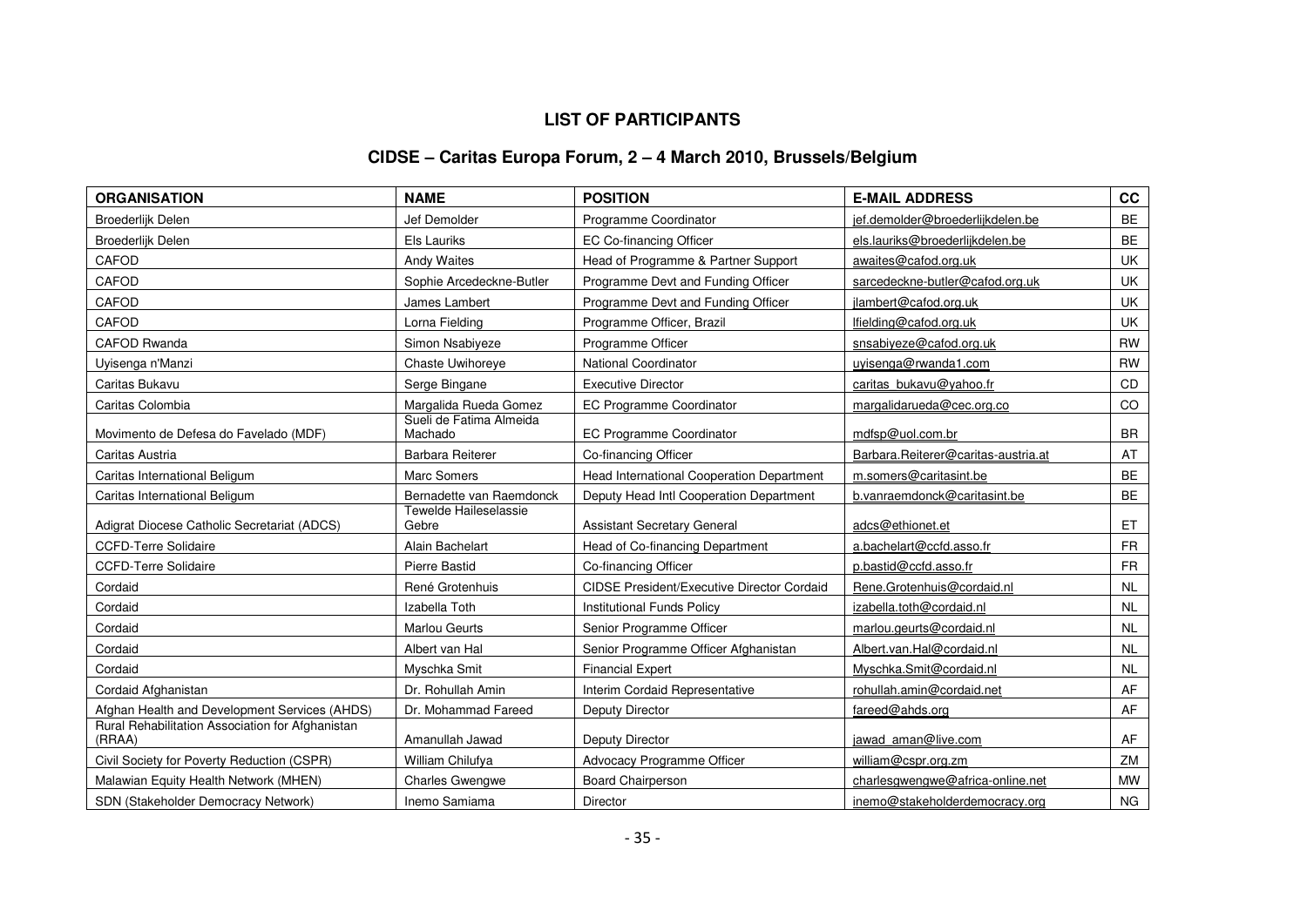## LIST OF PARTICIPANTS

## CIDSE – Caritas Europa Forum, 2 – 4 March 2010, Brussels/Belgium

| ORGANISATION | NAME | POSITION | E-MAIL ADDRESS | CC |
|---|---|---|---|---|
| Broederlijk Delen | Jef Demolder | Programme Coordinator | jef.demolder@broederlijkdelen.be | BE |
| Broederlijk Delen | Els Lauriks | EC Co-financing Officer | els.lauriks@broederlijkdelen.be | BE |
| CAFOD | Andy Waites | Head of Programme & Partner Support | awaites@cafod.org.uk | UK |
| CAFOD | Sophie Arcedeckne-Butler | Programme Devt and Funding Officer | sarcedeckne-butler@cafod.org.uk | UK |
| CAFOD | James Lambert | Programme Devt and Funding Officer | jlambert@cafod.org.uk | UK |
| CAFOD | Lorna Fielding | Programme Officer, Brazil | lfielding@cafod.org.uk | UK |
| CAFOD Rwanda | Simon Nsabiyeze | Programme Officer | snsabiyeze@cafod.org.uk | RW |
| Uyisenga n'Manzi | Chaste Uwihoreye | National Coordinator | uyisenga@rwanda1.com | RW |
| Caritas Bukavu | Serge Bingane | Executive Director | caritas_bukavu@yahoo.fr | CD |
| Caritas Colombia | Margalida Rueda Gomez | EC Programme Coordinator | margalidarueda@cec.org.co | CO |
| Movimento de Defesa do Favelado (MDF) | Sueli de Fatima Almeida Machado | EC Programme Coordinator | mdfsp@uol.com.br | BR |
| Caritas Austria | Barbara Reiterer | Co-financing Officer | Barbara.Reiterer@caritas-austria.at | AT |
| Caritas International Beligum | Marc Somers | Head International Cooperation Department | m.somers@caritasint.be | BE |
| Caritas International Beligum | Bernadette van Raemdonck | Deputy Head Intl Cooperation Department | b.vanraemdonck@caritasint.be | BE |
| Adigrat Diocese Catholic Secretariat (ADCS) | Tewelde Haileselassie Gebre | Assistant Secretary General | adcs@ethionet.et | ET |
| CCFD-Terre Solidaire | Alain Bachelart | Head of Co-financing Department | a.bachelart@ccfd.asso.fr | FR |
| CCFD-Terre Solidaire | Pierre Bastid | Co-financing Officer | p.bastid@ccfd.asso.fr | FR |
| Cordaid | René Grotenhuis | CIDSE President/Executive Director Cordaid | Rene.Grotenhuis@cordaid.nl | NL |
| Cordaid | Izabella Toth | Institutional Funds Policy | izabella.toth@cordaid.nl | NL |
| Cordaid | Marlou Geurts | Senior Programme Officer | marlou.geurts@cordaid.nl | NL |
| Cordaid | Albert van Hal | Senior Programme Officer Afghanistan | Albert.van.Hal@cordaid.nl | NL |
| Cordaid | Myschka Smit | Financial Expert | Myschka.Smit@cordaid.nl | NL |
| Cordaid Afghanistan | Dr. Rohullah Amin | Interim Cordaid Representative | rohullah.amin@cordaid.net | AF |
| Afghan Health and Development Services (AHDS) | Dr. Mohammad Fareed | Deputy Director | fareed@ahds.org | AF |
| Rural Rehabilitation Association for Afghanistan (RRAA) | Amanullah Jawad | Deputy Director | jawad_aman@live.com | AF |
| Civil Society for Poverty Reduction (CSPR) | William Chilufya | Advocacy Programme Officer | william@cspr.org.zm | ZM |
| Malawian Equity Health Network (MHEN) | Charles Gwengwe | Board Chairperson | charlesgwengwe@africa-online.net | MW |
| SDN (Stakeholder Democracy Network) | Inemo Samiama | Director | inemo@stakeholderdemocracy.org | NG |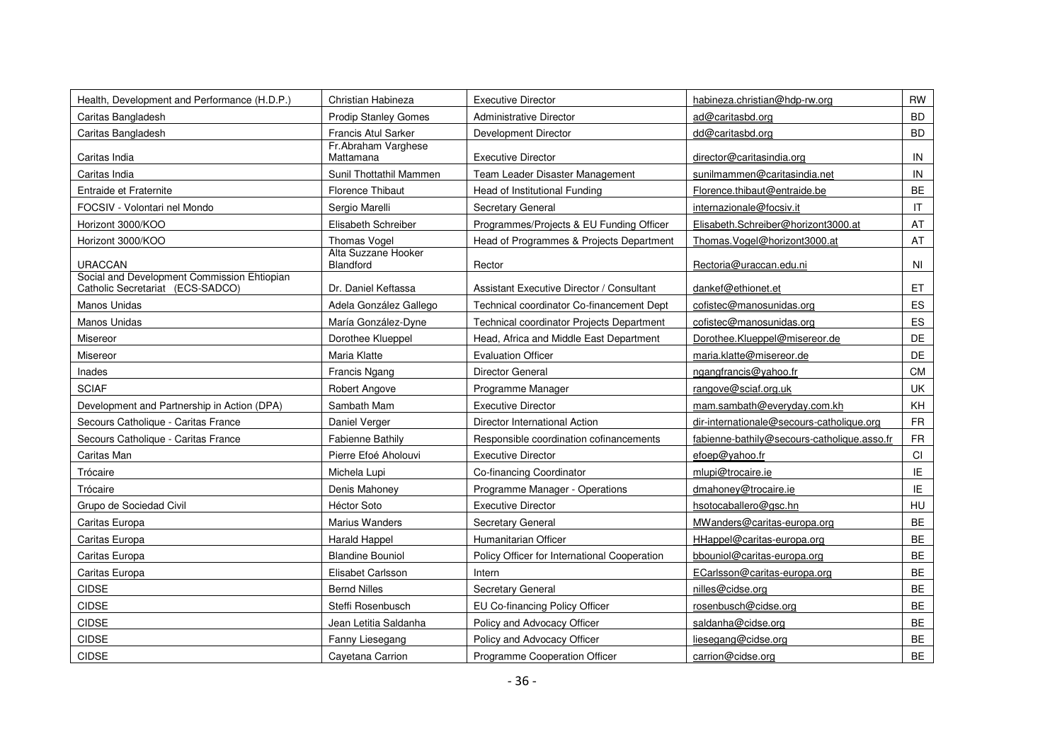| Health, Development and Performance (H.D.P.) | Christian Habineza | Executive Director | habineza.christian@hdp-rw.org | RW |
|---|---|---|---|---|
| Caritas Bangladesh | Prodip Stanley Gomes | Administrative Director | ad@caritasbd.org | BD |
| Caritas Bangladesh | Francis Atul Sarker | Development Director | dd@caritasbd.org | BD |
| Caritas India | Fr.Abraham Varghese Mattamana | Executive Director | director@caritasindia.org | IN |
| Caritas India | Sunil Thottathil Mammen | Team Leader Disaster Management | sunilmammen@caritasindia.net | IN |
| Entraide et Fraternite | Florence Thibaut | Head of Institutional Funding | Florence.thibaut@entraide.be | BE |
| FOCSIV - Volontari nel Mondo | Sergio Marelli | Secretary General | internazionale@focsiv.it | IT |
| Horizont 3000/KOO | Elisabeth Schreiber | Programmes/Projects & EU Funding Officer | Elisabeth.Schreiber@horizont3000.at | AT |
| Horizont 3000/KOO | Thomas Vogel | Head of Programmes & Projects Department | Thomas.Vogel@horizont3000.at | AT |
| URACCAN | Alta Suzzane Hooker Blandford | Rector | Rectoria@uraccan.edu.ni | NI |
| Social and Development Commission Ehtiopian Catholic Secretariat (ECS-SADCO) | Dr. Daniel Keftassa | Assistant Executive Director / Consultant | dankef@ethionet.et | ET |
| Manos Unidas | Adela González Gallego | Technical coordinator Co-financement Dept | cofistec@manosunidas.org | ES |
| Manos Unidas | María González-Dyne | Technical coordinator Projects Department | cofistec@manosunidas.org | ES |
| Misereor | Dorothee Klueppel | Head, Africa and Middle East Department | Dorothee.Klueppel@misereor.de | DE |
| Misereor | Maria Klatte | Evaluation Officer | maria.klatte@misereor.de | DE |
| Inades | Francis Ngang | Director General | ngangfrancis@yahoo.fr | CM |
| SCIAF | Robert Angove | Programme Manager | rangove@sciaf.org.uk | UK |
| Development and Partnership in Action (DPA) | Sambath Mam | Executive Director | mam.sambath@everyday.com.kh | KH |
| Secours Catholique - Caritas France | Daniel Verger | Director International Action | dir-internationale@secours-catholique.org | FR |
| Secours Catholique - Caritas France | Fabienne Bathily | Responsible coordination cofinancements | fabienne-bathily@secours-catholique.asso.fr | FR |
| Caritas Man | Pierre Efoé Aholouvi | Executive Director | efoep@yahoo.fr | CI |
| Trócaire | Michela Lupi | Co-financing Coordinator | mlupi@trocaire.ie | IE |
| Trócaire | Denis Mahoney | Programme Manager - Operations | dmahoney@trocaire.ie | IE |
| Grupo de Sociedad Civil | Héctor Soto | Executive Director | hsotocaballero@gsc.hn | HU |
| Caritas Europa | Marius Wanders | Secretary General | MWanders@caritas-europa.org | BE |
| Caritas Europa | Harald Happel | Humanitarian Officer | HHappel@caritas-europa.org | BE |
| Caritas Europa | Blandine Bouniol | Policy Officer for International Cooperation | bbouniol@caritas-europa.org | BE |
| Caritas Europa | Elisabet Carlsson | Intern | ECarlsson@caritas-europa.org | BE |
| CIDSE | Bernd Nilles | Secretary General | nilles@cidse.org | BE |
| CIDSE | Steffi Rosenbusch | EU Co-financing Policy Officer | rosenbusch@cidse.org | BE |
| CIDSE | Jean Letitia Saldanha | Policy and Advocacy Officer | saldanha@cidse.org | BE |
| CIDSE | Fanny Liesegang | Policy and Advocacy Officer | liesegang@cidse.org | BE |
| CIDSE | Cayetana Carrion | Programme Cooperation Officer | carrion@cidse.org | BE |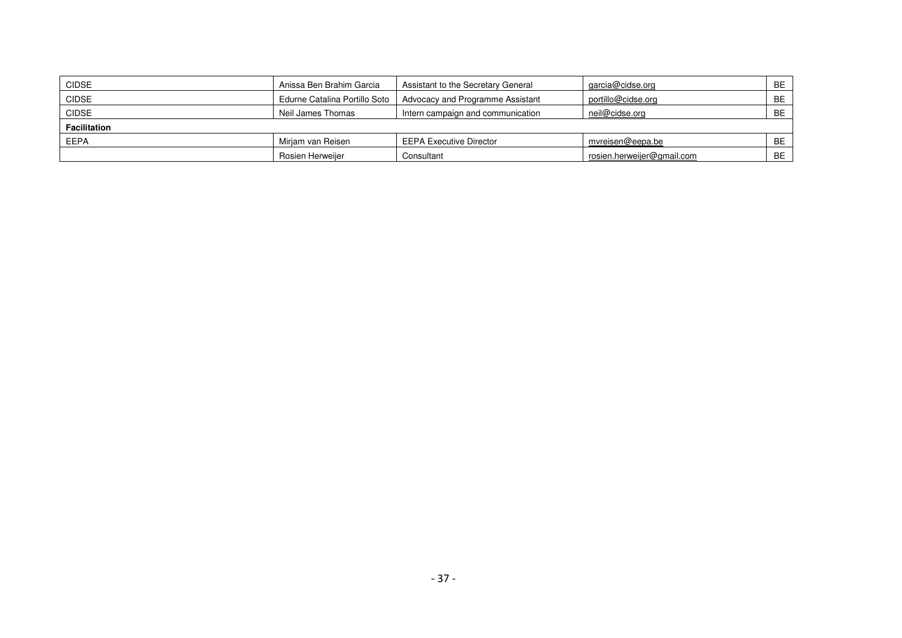| | | | | |
|---|---|---|---|---|
| CIDSE | Anissa Ben Brahim Garcia | Assistant to the Secretary General | garcia@cidse.org | BE |
| CIDSE | Edurne Catalina Portillo Soto | Advocacy and Programme Assistant | portillo@cidse.org | BE |
| CIDSE | Neil James Thomas | Intern campaign and communication | neil@cidse.org | BE |
| **Facilitation** | | | | |
| EEPA | Mirjam van Reisen | EEPA Executive Director | mvreisen@eepa.be | BE |
| | Rosien Herweijer | Consultant | rosien.herweijer@gmail.com | BE |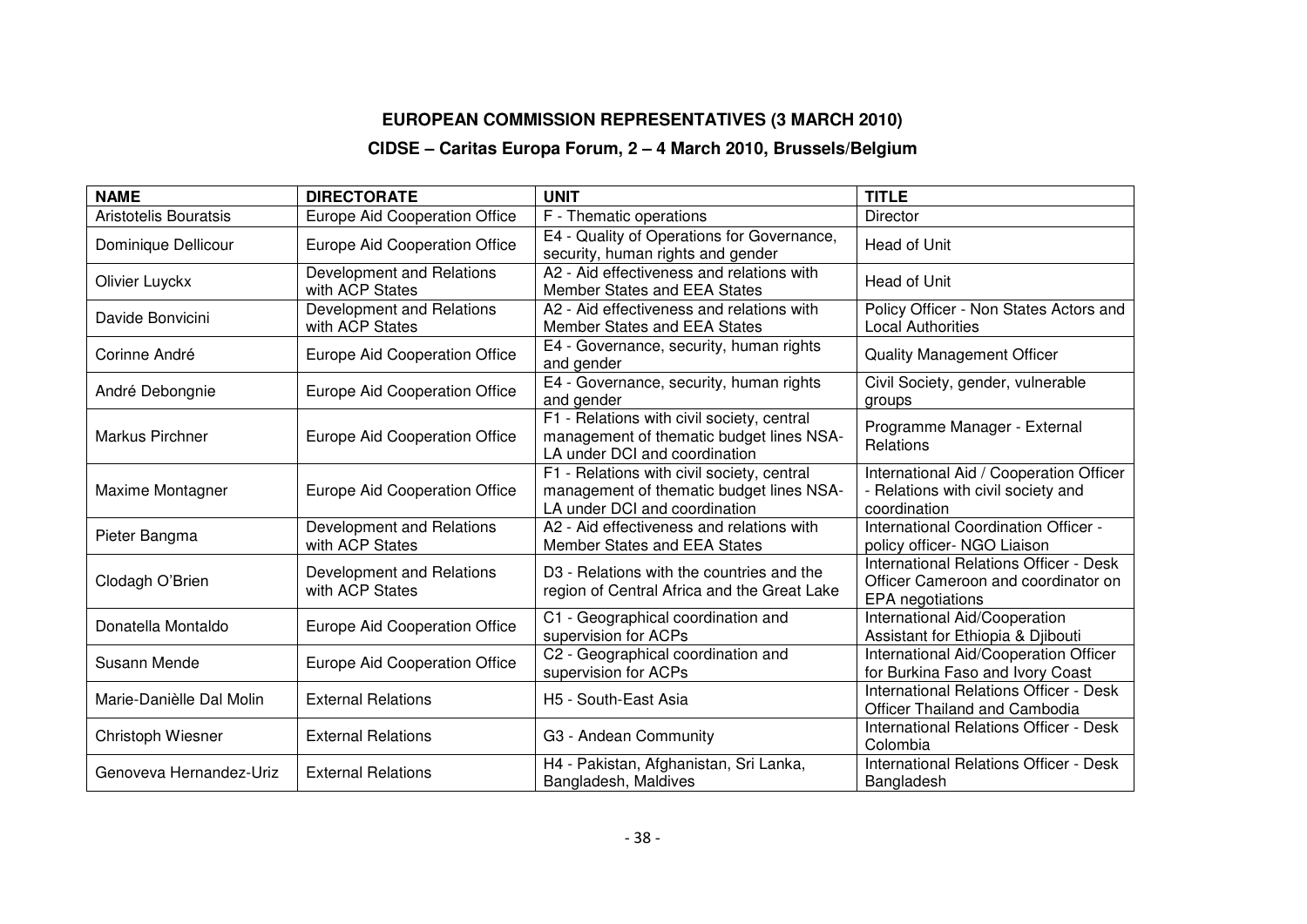**EUROPEAN COMMISSION REPRESENTATIVES (3 MARCH 2010)**

**CIDSE – Caritas Europa Forum, 2 – 4 March 2010, Brussels/Belgium**

| NAME | DIRECTORATE | UNIT | TITLE |
|---|---|---|---|
| Aristotelis Bouratsis | Europe Aid Cooperation Office | F - Thematic operations | Director |
| Dominique Dellicour | Europe Aid Cooperation Office | E4 - Quality of Operations for Governance, security, human rights and gender | Head of Unit |
| Olivier Luyckx | Development and Relations with ACP States | A2 - Aid effectiveness and relations with Member States and EEA States | Head of Unit |
| Davide Bonvicini | Development and Relations with ACP States | A2 - Aid effectiveness and relations with Member States and EEA States | Policy Officer - Non States Actors and Local Authorities |
| Corinne André | Europe Aid Cooperation Office | E4 - Governance, security, human rights and gender | Quality Management Officer |
| André Debongnie | Europe Aid Cooperation Office | E4 - Governance, security, human rights and gender | Civil Society, gender, vulnerable groups |
| Markus Pirchner | Europe Aid Cooperation Office | F1 - Relations with civil society, central management of thematic budget lines NSA-LA under DCI and coordination | Programme Manager - External Relations |
| Maxime Montagner | Europe Aid Cooperation Office | F1 - Relations with civil society, central management of thematic budget lines NSA-LA under DCI and coordination | International Aid / Cooperation Officer - Relations with civil society and coordination |
| Pieter Bangma | Development and Relations with ACP States | A2 - Aid effectiveness and relations with Member States and EEA States | International Coordination Officer - policy officer- NGO Liaison |
| Clodagh O'Brien | Development and Relations with ACP States | D3 - Relations with the countries and the region of Central Africa and the Great Lake | International Relations Officer - Desk Officer Cameroon and coordinator on EPA negotiations |
| Donatella Montaldo | Europe Aid Cooperation Office | C1 - Geographical coordination and supervision for ACPs | International Aid/Cooperation Assistant for Ethiopia & Djibouti |
| Susann Mende | Europe Aid Cooperation Office | C2 - Geographical coordination and supervision for ACPs | International Aid/Cooperation Officer for Burkina Faso and Ivory Coast |
| Marie-Danièlle Dal Molin | External Relations | H5 - South-East Asia | International Relations Officer - Desk Officer Thailand and Cambodia |
| Christoph Wiesner | External Relations | G3 - Andean Community | International Relations Officer - Desk Colombia |
| Genoveva Hernandez-Uriz | External Relations | H4 - Pakistan, Afghanistan, Sri Lanka, Bangladesh, Maldives | International Relations Officer - Desk Bangladesh |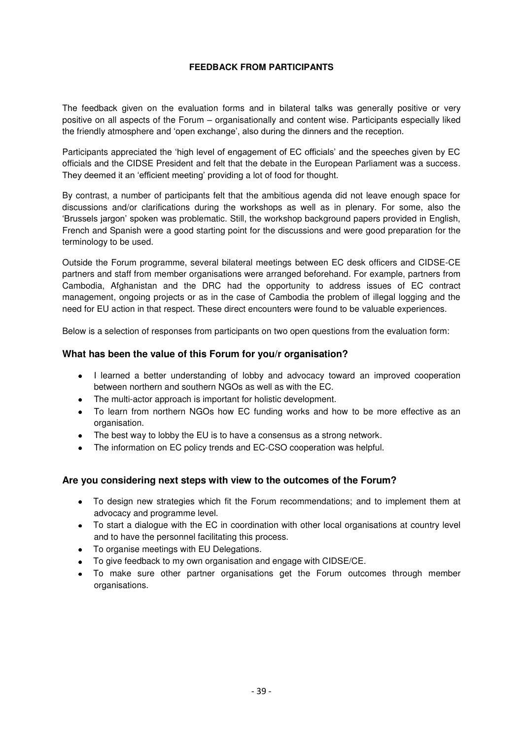**FEEDBACK FROM PARTICIPANTS**

The feedback given on the evaluation forms and in bilateral talks was generally positive or very positive on all aspects of the Forum – organisationally and content wise. Participants especially liked the friendly atmosphere and 'open exchange', also during the dinners and the reception.

Participants appreciated the 'high level of engagement of EC officials' and the speeches given by EC officials and the CIDSE President and felt that the debate in the European Parliament was a success. They deemed it an 'efficient meeting' providing a lot of food for thought.

By contrast, a number of participants felt that the ambitious agenda did not leave enough space for discussions and/or clarifications during the workshops as well as in plenary. For some, also the 'Brussels jargon' spoken was problematic. Still, the workshop background papers provided in English, French and Spanish were a good starting point for the discussions and were good preparation for the terminology to be used.

Outside the Forum programme, several bilateral meetings between EC desk officers and CIDSE-CE partners and staff from member organisations were arranged beforehand. For example, partners from Cambodia, Afghanistan and the DRC had the opportunity to address issues of EC contract management, ongoing projects or as in the case of Cambodia the problem of illegal logging and the need for EU action in that respect. These direct encounters were found to be valuable experiences.

Below is a selection of responses from participants on two open questions from the evaluation form:

### What has been the value of this Forum for you/r organisation?

- I learned a better understanding of lobby and advocacy toward an improved cooperation between northern and southern NGOs as well as with the EC.
- The multi-actor approach is important for holistic development.
- To learn from northern NGOs how EC funding works and how to be more effective as an organisation.
- The best way to lobby the EU is to have a consensus as a strong network.
- The information on EC policy trends and EC-CSO cooperation was helpful.

### Are you considering next steps with view to the outcomes of the Forum?

- To design new strategies which fit the Forum recommendations; and to implement them at advocacy and programme level.
- To start a dialogue with the EC in coordination with other local organisations at country level and to have the personnel facilitating this process.
- To organise meetings with EU Delegations.
- To give feedback to my own organisation and engage with CIDSE/CE.
- To make sure other partner organisations get the Forum outcomes through member organisations.